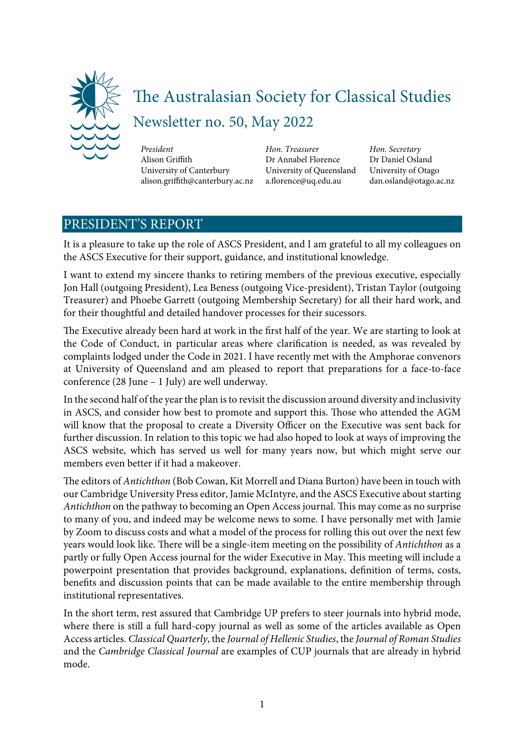# The Australasian Society for Classical Studies

## Newsletter no. 50, May 2022

| *President* | *Hon. Treasurer* | *Hon. Secretary* |
|---|---|---|
| Alison Griffith | Dr Annabel Florence | Dr Daniel Osland |
| University of Canterbury | University of Queensland | University of Otago |
| alison.griffith@canterbury.ac.nz | a.florence@uq.edu.au | dan.osland@otago.ac.nz |

## PRESIDENT'S REPORT

It is a pleasure to take up the role of ASCS President, and I am grateful to all my colleagues on the ASCS Executive for their support, guidance, and institutional knowledge.

I want to extend my sincere thanks to retiring members of the previous executive, especially Jon Hall (outgoing President), Lea Beness (outgoing Vice-president), Tristan Taylor (outgoing Treasurer) and Phoebe Garrett (outgoing Membership Secretary) for all their hard work, and for their thoughtful and detailed handover processes for their sucessors.

The Executive already been hard at work in the first half of the year. We are starting to look at the Code of Conduct, in particular areas where clarification is needed, as was revealed by complaints lodged under the Code in 2021. I have recently met with the Amphorae convenors at University of Queensland and am pleased to report that preparations for a face-to-face conference (28 June – 1 July) are well underway.

In the second half of the year the plan is to revisit the discussion around diversity and inclusivity in ASCS, and consider how best to promote and support this. Those who attended the AGM will know that the proposal to create a Diversity Officer on the Executive was sent back for further discussion. In relation to this topic we had also hoped to look at ways of improving the ASCS website, which has served us well for many years now, but which might serve our members even better if it had a makeover.

The editors of *Antichthon* (Bob Cowan, Kit Morrell and Diana Burton) have been in touch with our Cambridge University Press editor, Jamie McIntyre, and the ASCS Executive about starting *Antichthon* on the pathway to becoming an Open Access journal. This may come as no surprise to many of you, and indeed may be welcome news to some. I have personally met with Jamie by Zoom to discuss costs and what a model of the process for rolling this out over the next few years would look like. There will be a single-item meeting on the possibility of *Antichthon* as a partly or fully Open Access journal for the wider Executive in May. This meeting will include a powerpoint presentation that provides background, explanations, definition of terms, costs, benefits and discussion points that can be made available to the entire membership through institutional representatives.

In the short term, rest assured that Cambridge UP prefers to steer journals into hybrid mode, where there is still a full hard-copy journal as well as some of the articles available as Open Access articles. *Classical Quarterly*, the *Journal of Hellenic Studies*, the *Journal of Roman Studies* and the *Cambridge Classical Journal* are examples of CUP journals that are already in hybrid mode.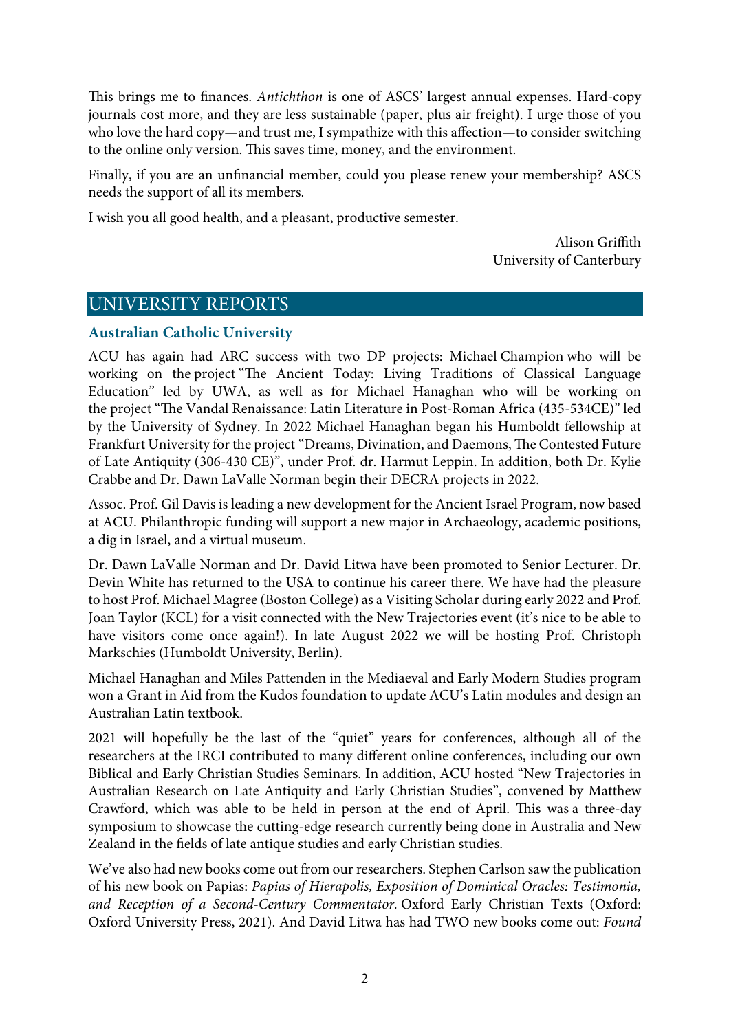This brings me to finances. *Antichthon* is one of ASCS' largest annual expenses. Hard-copy journals cost more, and they are less sustainable (paper, plus air freight). I urge those of you who love the hard copy—and trust me, I sympathize with this affection—to consider switching to the online only version. This saves time, money, and the environment.

Finally, if you are an unfinancial member, could you please renew your membership? ASCS needs the support of all its members.

I wish you all good health, and a pleasant, productive semester.

Alison Griffith
University of Canterbury

## UNIVERSITY REPORTS

### Australian Catholic University

ACU has again had ARC success with two DP projects: Michael Champion who will be working on the project "The Ancient Today: Living Traditions of Classical Language Education" led by UWA, as well as for Michael Hanaghan who will be working on the project "The Vandal Renaissance: Latin Literature in Post-Roman Africa (435-534CE)" led by the University of Sydney. In 2022 Michael Hanaghan began his Humboldt fellowship at Frankfurt University for the project "Dreams, Divination, and Daemons, The Contested Future of Late Antiquity (306-430 CE)", under Prof. dr. Harmut Leppin. In addition, both Dr. Kylie Crabbe and Dr. Dawn LaValle Norman begin their DECRA projects in 2022.

Assoc. Prof. Gil Davis is leading a new development for the Ancient Israel Program, now based at ACU. Philanthropic funding will support a new major in Archaeology, academic positions, a dig in Israel, and a virtual museum.

Dr. Dawn LaValle Norman and Dr. David Litwa have been promoted to Senior Lecturer. Dr. Devin White has returned to the USA to continue his career there. We have had the pleasure to host Prof. Michael Magree (Boston College) as a Visiting Scholar during early 2022 and Prof. Joan Taylor (KCL) for a visit connected with the New Trajectories event (it's nice to be able to have visitors come once again!). In late August 2022 we will be hosting Prof. Christoph Markschies (Humboldt University, Berlin).

Michael Hanaghan and Miles Pattenden in the Mediaeval and Early Modern Studies program won a Grant in Aid from the Kudos foundation to update ACU's Latin modules and design an Australian Latin textbook.

2021 will hopefully be the last of the "quiet" years for conferences, although all of the researchers at the IRCI contributed to many different online conferences, including our own Biblical and Early Christian Studies Seminars. In addition, ACU hosted "New Trajectories in Australian Research on Late Antiquity and Early Christian Studies", convened by Matthew Crawford, which was able to be held in person at the end of April. This was a three-day symposium to showcase the cutting-edge research currently being done in Australia and New Zealand in the fields of late antique studies and early Christian studies.

We've also had new books come out from our researchers. Stephen Carlson saw the publication of his new book on Papias: *Papias of Hierapolis, Exposition of Dominical Oracles: Testimonia, and Reception of a Second-Century Commentator.* Oxford Early Christian Texts (Oxford: Oxford University Press, 2021). And David Litwa has had TWO new books come out: *Found*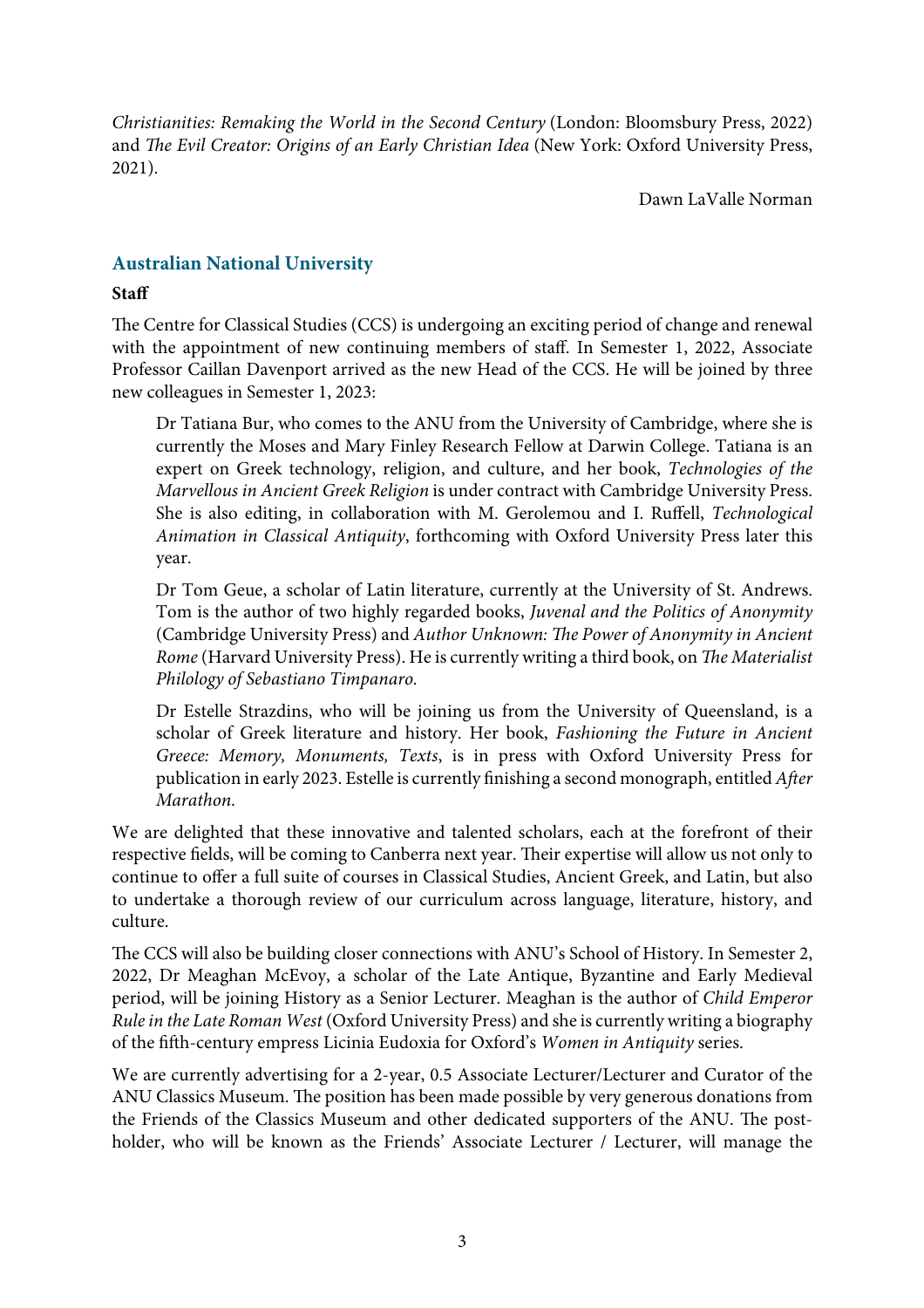*Christianities: Remaking the World in the Second Century* (London: Bloomsbury Press, 2022) and *The Evil Creator: Origins of an Early Christian Idea* (New York: Oxford University Press, 2021).

Dawn LaValle Norman

## Australian National University

**Staff**

The Centre for Classical Studies (CCS) is undergoing an exciting period of change and renewal with the appointment of new continuing members of staff. In Semester 1, 2022, Associate Professor Caillan Davenport arrived as the new Head of the CCS. He will be joined by three new colleagues in Semester 1, 2023:

> Dr Tatiana Bur, who comes to the ANU from the University of Cambridge, where she is currently the Moses and Mary Finley Research Fellow at Darwin College. Tatiana is an expert on Greek technology, religion, and culture, and her book, *Technologies of the Marvellous in Ancient Greek Religion* is under contract with Cambridge University Press. She is also editing, in collaboration with M. Gerolemou and I. Ruffell, *Technological Animation in Classical Antiquity*, forthcoming with Oxford University Press later this year.
>
> Dr Tom Geue, a scholar of Latin literature, currently at the University of St. Andrews. Tom is the author of two highly regarded books, *Juvenal and the Politics of Anonymity* (Cambridge University Press) and *Author Unknown: The Power of Anonymity in Ancient Rome* (Harvard University Press). He is currently writing a third book, on *The Materialist Philology of Sebastiano Timpanaro.*
>
> Dr Estelle Strazdins, who will be joining us from the University of Queensland, is a scholar of Greek literature and history. Her book, *Fashioning the Future in Ancient Greece: Memory, Monuments, Texts*, is in press with Oxford University Press for publication in early 2023. Estelle is currently finishing a second monograph, entitled *After Marathon*.

We are delighted that these innovative and talented scholars, each at the forefront of their respective fields, will be coming to Canberra next year. Their expertise will allow us not only to continue to offer a full suite of courses in Classical Studies, Ancient Greek, and Latin, but also to undertake a thorough review of our curriculum across language, literature, history, and culture.

The CCS will also be building closer connections with ANU's School of History. In Semester 2, 2022, Dr Meaghan McEvoy, a scholar of the Late Antique, Byzantine and Early Medieval period, will be joining History as a Senior Lecturer. Meaghan is the author of *Child Emperor Rule in the Late Roman West* (Oxford University Press) and she is currently writing a biography of the fifth-century empress Licinia Eudoxia for Oxford's *Women in Antiquity* series.

We are currently advertising for a 2-year, 0.5 Associate Lecturer/Lecturer and Curator of the ANU Classics Museum. The position has been made possible by very generous donations from the Friends of the Classics Museum and other dedicated supporters of the ANU. The post-holder, who will be known as the Friends' Associate Lecturer / Lecturer, will manage the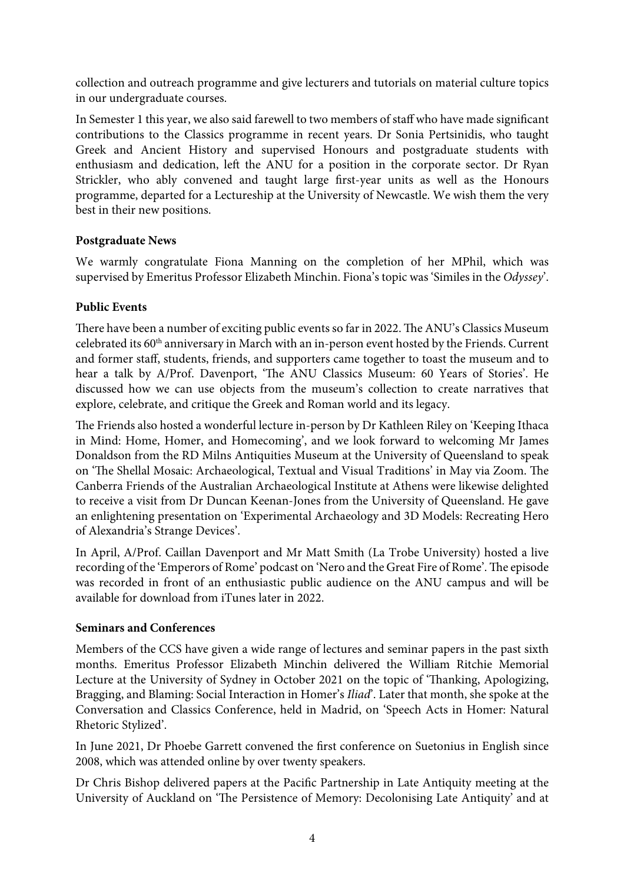collection and outreach programme and give lecturers and tutorials on material culture topics in our undergraduate courses.

In Semester 1 this year, we also said farewell to two members of staff who have made significant contributions to the Classics programme in recent years. Dr Sonia Pertsinidis, who taught Greek and Ancient History and supervised Honours and postgraduate students with enthusiasm and dedication, left the ANU for a position in the corporate sector. Dr Ryan Strickler, who ably convened and taught large first-year units as well as the Honours programme, departed for a Lectureship at the University of Newcastle. We wish them the very best in their new positions.

**Postgraduate News**

We warmly congratulate Fiona Manning on the completion of her MPhil, which was supervised by Emeritus Professor Elizabeth Minchin. Fiona's topic was 'Similes in the *Odyssey*'.

**Public Events**

There have been a number of exciting public events so far in 2022. The ANU's Classics Museum celebrated its 60th anniversary in March with an in-person event hosted by the Friends. Current and former staff, students, friends, and supporters came together to toast the museum and to hear a talk by A/Prof. Davenport, 'The ANU Classics Museum: 60 Years of Stories'. He discussed how we can use objects from the museum's collection to create narratives that explore, celebrate, and critique the Greek and Roman world and its legacy.

The Friends also hosted a wonderful lecture in-person by Dr Kathleen Riley on 'Keeping Ithaca in Mind: Home, Homer, and Homecoming', and we look forward to welcoming Mr James Donaldson from the RD Milns Antiquities Museum at the University of Queensland to speak on 'The Shellal Mosaic: Archaeological, Textual and Visual Traditions' in May via Zoom. The Canberra Friends of the Australian Archaeological Institute at Athens were likewise delighted to receive a visit from Dr Duncan Keenan-Jones from the University of Queensland. He gave an enlightening presentation on 'Experimental Archaeology and 3D Models: Recreating Hero of Alexandria's Strange Devices'.

In April, A/Prof. Caillan Davenport and Mr Matt Smith (La Trobe University) hosted a live recording of the 'Emperors of Rome' podcast on 'Nero and the Great Fire of Rome'. The episode was recorded in front of an enthusiastic public audience on the ANU campus and will be available for download from iTunes later in 2022.

**Seminars and Conferences**

Members of the CCS have given a wide range of lectures and seminar papers in the past sixth months. Emeritus Professor Elizabeth Minchin delivered the William Ritchie Memorial Lecture at the University of Sydney in October 2021 on the topic of 'Thanking, Apologizing, Bragging, and Blaming: Social Interaction in Homer's *Iliad*'. Later that month, she spoke at the Conversation and Classics Conference, held in Madrid, on 'Speech Acts in Homer: Natural Rhetoric Stylized'.

In June 2021, Dr Phoebe Garrett convened the first conference on Suetonius in English since 2008, which was attended online by over twenty speakers.

Dr Chris Bishop delivered papers at the Pacific Partnership in Late Antiquity meeting at the University of Auckland on 'The Persistence of Memory: Decolonising Late Antiquity' and at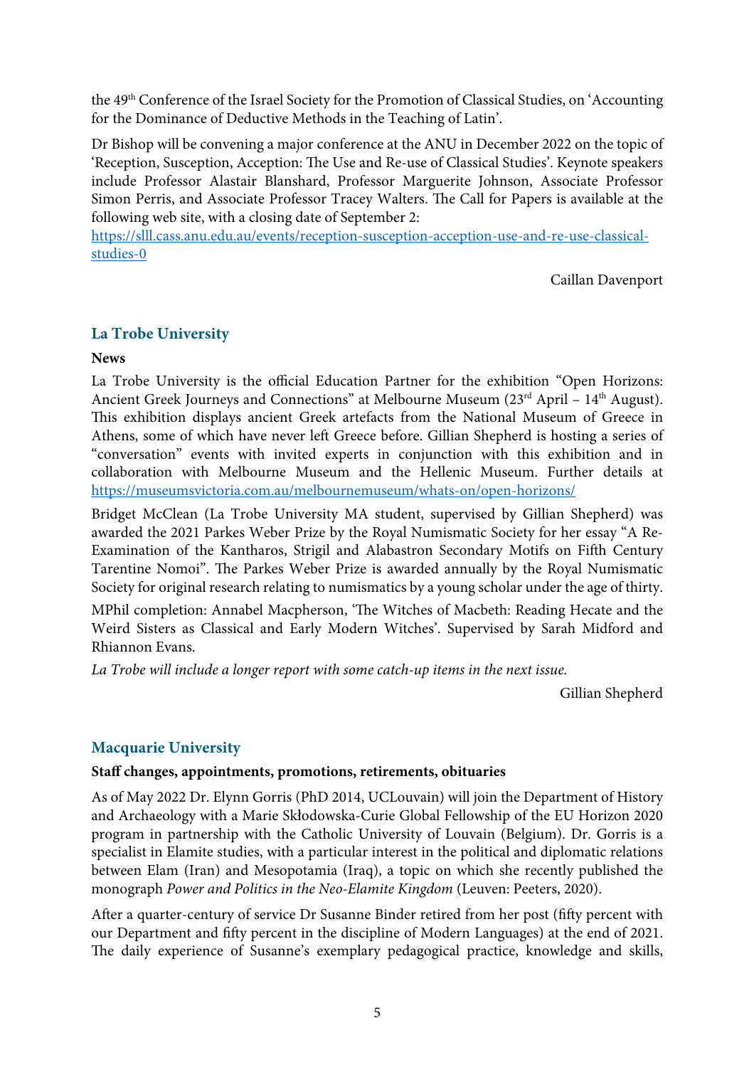the 49th Conference of the Israel Society for the Promotion of Classical Studies, on 'Accounting for the Dominance of Deductive Methods in the Teaching of Latin'.

Dr Bishop will be convening a major conference at the ANU in December 2022 on the topic of 'Reception, Susception, Acception: The Use and Re-use of Classical Studies'. Keynote speakers include Professor Alastair Blanshard, Professor Marguerite Johnson, Associate Professor Simon Perris, and Associate Professor Tracey Walters. The Call for Papers is available at the following web site, with a closing date of September 2:
[https://slll.cass.anu.edu.au/events/reception-susception-acception-use-and-re-use-classical-studies-0](https://slll.cass.anu.edu.au/events/reception-susception-acception-use-and-re-use-classical-studies-0)

Caillan Davenport

## La Trobe University

**News**

La Trobe University is the official Education Partner for the exhibition "Open Horizons: Ancient Greek Journeys and Connections" at Melbourne Museum (23rd April – 14th August). This exhibition displays ancient Greek artefacts from the National Museum of Greece in Athens, some of which have never left Greece before. Gillian Shepherd is hosting a series of "conversation" events with invited experts in conjunction with this exhibition and in collaboration with Melbourne Museum and the Hellenic Museum. Further details at [https://museumsvictoria.com.au/melbournemuseum/whats-on/open-horizons/](https://museumsvictoria.com.au/melbournemuseum/whats-on/open-horizons/)

Bridget McClean (La Trobe University MA student, supervised by Gillian Shepherd) was awarded the 2021 Parkes Weber Prize by the Royal Numismatic Society for her essay "A Re-Examination of the Kantharos, Strigil and Alabastron Secondary Motifs on Fifth Century Tarentine Nomoi". The Parkes Weber Prize is awarded annually by the Royal Numismatic Society for original research relating to numismatics by a young scholar under the age of thirty.

MPhil completion: Annabel Macpherson, 'The Witches of Macbeth: Reading Hecate and the Weird Sisters as Classical and Early Modern Witches'. Supervised by Sarah Midford and Rhiannon Evans.

*La Trobe will include a longer report with some catch-up items in the next issue.*

Gillian Shepherd

## Macquarie University

**Staff changes, appointments, promotions, retirements, obituaries**

As of May 2022 Dr. Elynn Gorris (PhD 2014, UCLouvain) will join the Department of History and Archaeology with a Marie Skłodowska-Curie Global Fellowship of the EU Horizon 2020 program in partnership with the Catholic University of Louvain (Belgium). Dr. Gorris is a specialist in Elamite studies, with a particular interest in the political and diplomatic relations between Elam (Iran) and Mesopotamia (Iraq), a topic on which she recently published the monograph *Power and Politics in the Neo-Elamite Kingdom* (Leuven: Peeters, 2020).

After a quarter-century of service Dr Susanne Binder retired from her post (fifty percent with our Department and fifty percent in the discipline of Modern Languages) at the end of 2021. The daily experience of Susanne's exemplary pedagogical practice, knowledge and skills,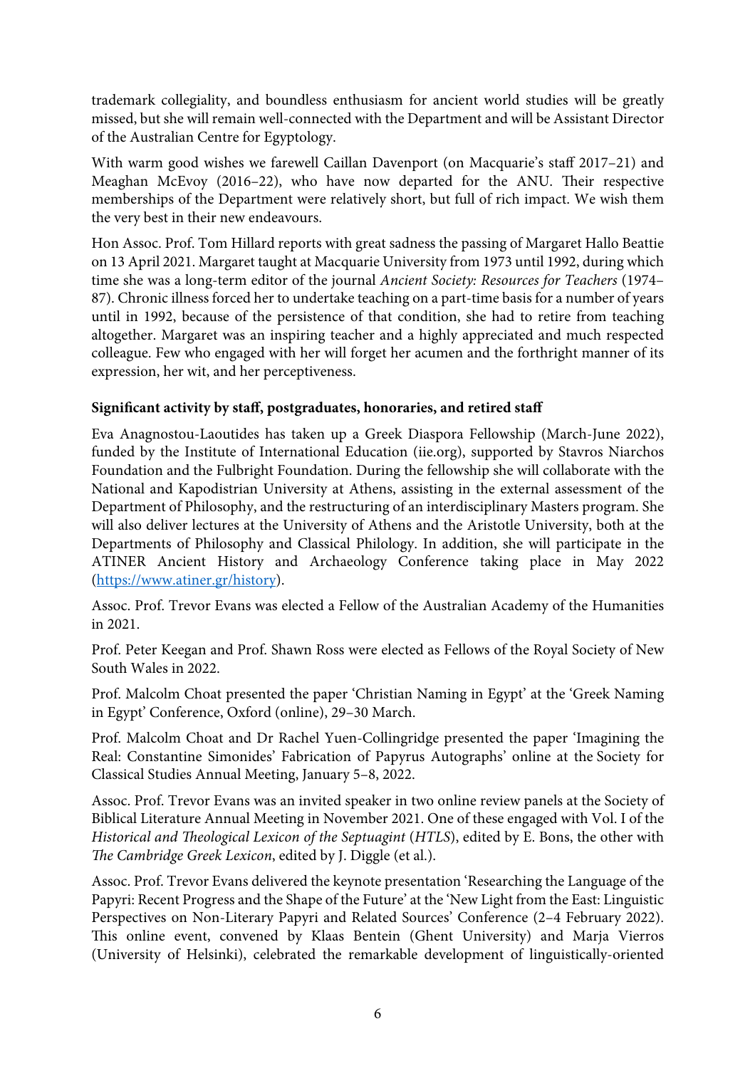trademark collegiality, and boundless enthusiasm for ancient world studies will be greatly missed, but she will remain well-connected with the Department and will be Assistant Director of the Australian Centre for Egyptology.

With warm good wishes we farewell Caillan Davenport (on Macquarie's staff 2017–21) and Meaghan McEvoy (2016–22), who have now departed for the ANU. Their respective memberships of the Department were relatively short, but full of rich impact. We wish them the very best in their new endeavours.

Hon Assoc. Prof. Tom Hillard reports with great sadness the passing of Margaret Hallo Beattie on 13 April 2021. Margaret taught at Macquarie University from 1973 until 1992, during which time she was a long-term editor of the journal *Ancient Society: Resources for Teachers* (1974–87). Chronic illness forced her to undertake teaching on a part-time basis for a number of years until in 1992, because of the persistence of that condition, she had to retire from teaching altogether. Margaret was an inspiring teacher and a highly appreciated and much respected colleague. Few who engaged with her will forget her acumen and the forthright manner of its expression, her wit, and her perceptiveness.

**Significant activity by staff, postgraduates, honoraries, and retired staff**

Eva Anagnostou-Laoutides has taken up a Greek Diaspora Fellowship (March-June 2022), funded by the Institute of International Education (iie.org), supported by Stavros Niarchos Foundation and the Fulbright Foundation. During the fellowship she will collaborate with the National and Kapodistrian University at Athens, assisting in the external assessment of the Department of Philosophy, and the restructuring of an interdisciplinary Masters program. She will also deliver lectures at the University of Athens and the Aristotle University, both at the Departments of Philosophy and Classical Philology. In addition, she will participate in the ATINER Ancient History and Archaeology Conference taking place in May 2022 (https://www.atiner.gr/history).

Assoc. Prof. Trevor Evans was elected a Fellow of the Australian Academy of the Humanities in 2021.

Prof. Peter Keegan and Prof. Shawn Ross were elected as Fellows of the Royal Society of New South Wales in 2022.

Prof. Malcolm Choat presented the paper 'Christian Naming in Egypt' at the 'Greek Naming in Egypt' Conference, Oxford (online), 29–30 March.

Prof. Malcolm Choat and Dr Rachel Yuen-Collingridge presented the paper 'Imagining the Real: Constantine Simonides' Fabrication of Papyrus Autographs' online at the Society for Classical Studies Annual Meeting, January 5–8, 2022.

Assoc. Prof. Trevor Evans was an invited speaker in two online review panels at the Society of Biblical Literature Annual Meeting in November 2021. One of these engaged with Vol. I of the *Historical and Theological Lexicon of the Septuagint* (*HTLS*), edited by E. Bons, the other with *The Cambridge Greek Lexicon*, edited by J. Diggle (et al.).

Assoc. Prof. Trevor Evans delivered the keynote presentation 'Researching the Language of the Papyri: Recent Progress and the Shape of the Future' at the 'New Light from the East: Linguistic Perspectives on Non-Literary Papyri and Related Sources' Conference (2–4 February 2022). This online event, convened by Klaas Bentein (Ghent University) and Marja Vierros (University of Helsinki), celebrated the remarkable development of linguistically-oriented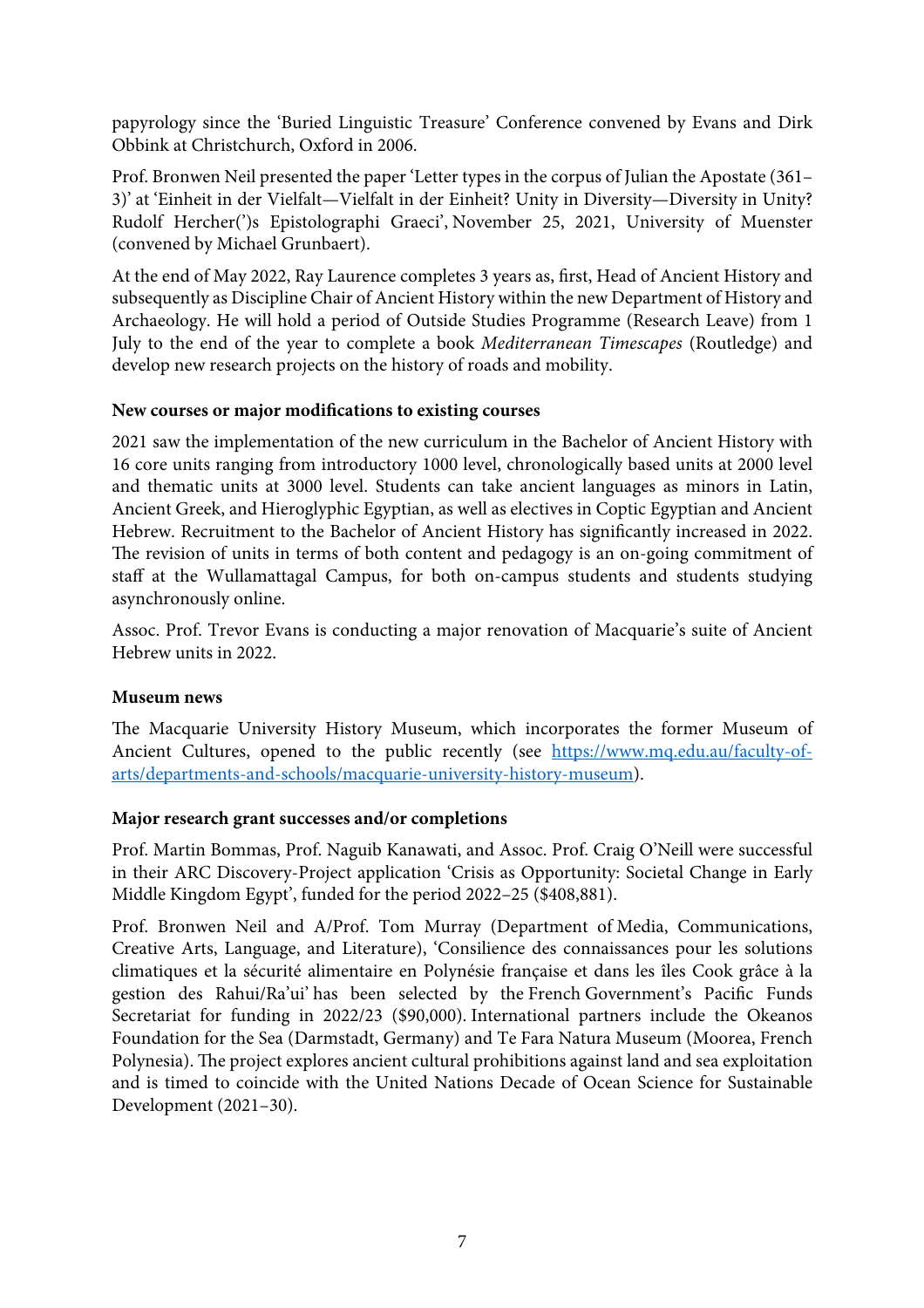papyrology since the 'Buried Linguistic Treasure' Conference convened by Evans and Dirk Obbink at Christchurch, Oxford in 2006.

Prof. Bronwen Neil presented the paper 'Letter types in the corpus of Julian the Apostate (361–3)' at 'Einheit in der Vielfalt—Vielfalt in der Einheit? Unity in Diversity—Diversity in Unity? Rudolf Hercher(')s Epistolographi Graeci', November 25, 2021, University of Muenster (convened by Michael Grunbaert).

At the end of May 2022, Ray Laurence completes 3 years as, first, Head of Ancient History and subsequently as Discipline Chair of Ancient History within the new Department of History and Archaeology. He will hold a period of Outside Studies Programme (Research Leave) from 1 July to the end of the year to complete a book *Mediterranean Timescapes* (Routledge) and develop new research projects on the history of roads and mobility.

**New courses or major modifications to existing courses**

2021 saw the implementation of the new curriculum in the Bachelor of Ancient History with 16 core units ranging from introductory 1000 level, chronologically based units at 2000 level and thematic units at 3000 level. Students can take ancient languages as minors in Latin, Ancient Greek, and Hieroglyphic Egyptian, as well as electives in Coptic Egyptian and Ancient Hebrew. Recruitment to the Bachelor of Ancient History has significantly increased in 2022. The revision of units in terms of both content and pedagogy is an on-going commitment of staff at the Wullamattagal Campus, for both on-campus students and students studying asynchronously online.

Assoc. Prof. Trevor Evans is conducting a major renovation of Macquarie's suite of Ancient Hebrew units in 2022.

**Museum news**

The Macquarie University History Museum, which incorporates the former Museum of Ancient Cultures, opened to the public recently (see [https://www.mq.edu.au/faculty-of-arts/departments-and-schools/macquarie-university-history-museum](https://www.mq.edu.au/faculty-of-arts/departments-and-schools/macquarie-university-history-museum)).

**Major research grant successes and/or completions**

Prof. Martin Bommas, Prof. Naguib Kanawati, and Assoc. Prof. Craig O'Neill were successful in their ARC Discovery-Project application 'Crisis as Opportunity: Societal Change in Early Middle Kingdom Egypt', funded for the period 2022–25 ($408,881).

Prof. Bronwen Neil and A/Prof. Tom Murray (Department of Media, Communications, Creative Arts, Language, and Literature), 'Consilience des connaissances pour les solutions climatiques et la sécurité alimentaire en Polynésie française et dans les îles Cook grâce à la gestion des Rahui/Ra'ui' has been selected by the French Government's Pacific Funds Secretariat for funding in 2022/23 ($90,000). International partners include the Okeanos Foundation for the Sea (Darmstadt, Germany) and Te Fara Natura Museum (Moorea, French Polynesia). The project explores ancient cultural prohibitions against land and sea exploitation and is timed to coincide with the United Nations Decade of Ocean Science for Sustainable Development (2021–30).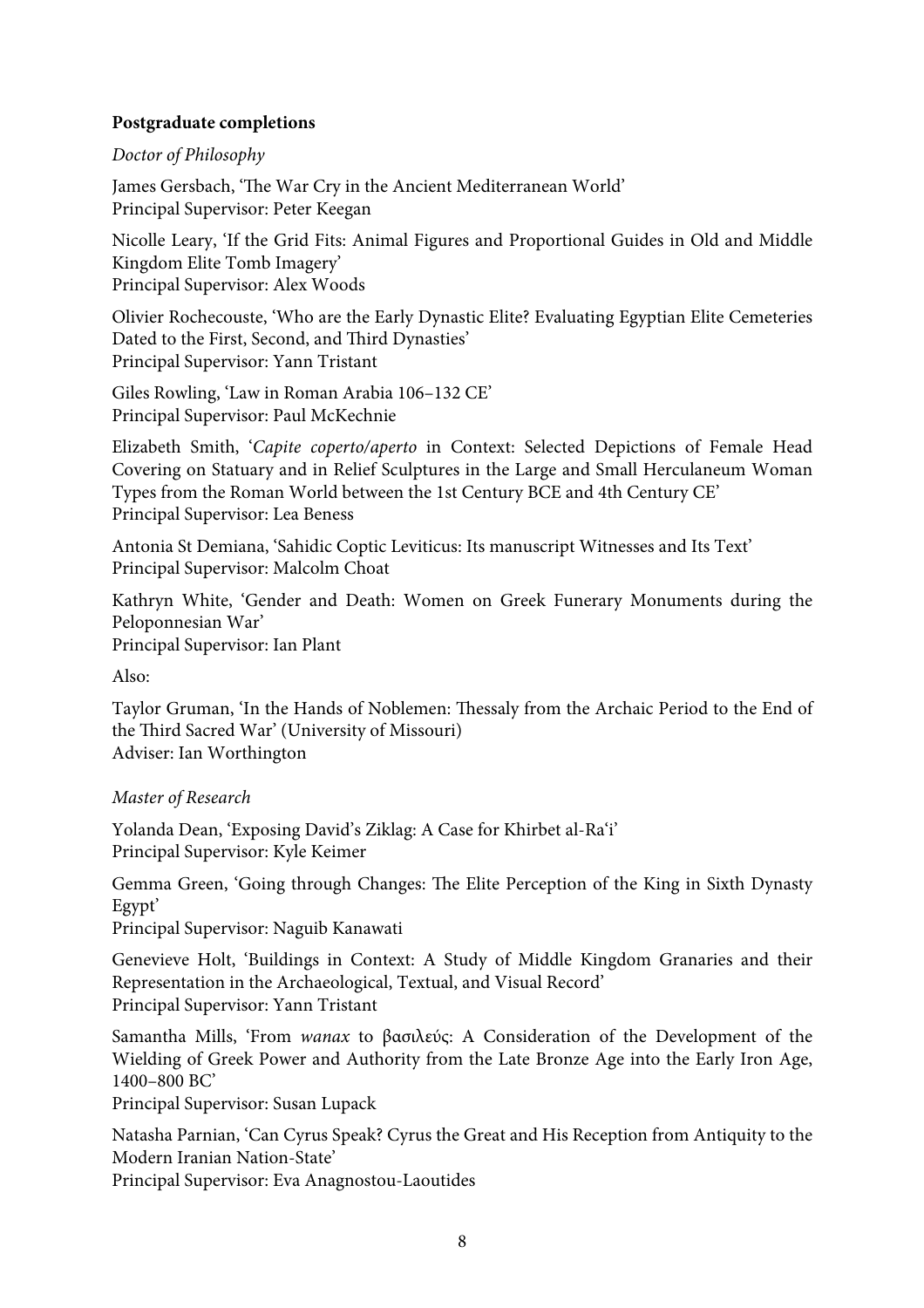**Postgraduate completions**

*Doctor of Philosophy*

James Gersbach, 'The War Cry in the Ancient Mediterranean World'
Principal Supervisor: Peter Keegan

Nicolle Leary, 'If the Grid Fits: Animal Figures and Proportional Guides in Old and Middle Kingdom Elite Tomb Imagery'
Principal Supervisor: Alex Woods

Olivier Rochecouste, 'Who are the Early Dynastic Elite? Evaluating Egyptian Elite Cemeteries Dated to the First, Second, and Third Dynasties'
Principal Supervisor: Yann Tristant

Giles Rowling, 'Law in Roman Arabia 106–132 CE'
Principal Supervisor: Paul McKechnie

Elizabeth Smith, '*Capite coperto/aperto* in Context: Selected Depictions of Female Head Covering on Statuary and in Relief Sculptures in the Large and Small Herculaneum Woman Types from the Roman World between the 1st Century BCE and 4th Century CE'
Principal Supervisor: Lea Beness

Antonia St Demiana, 'Sahidic Coptic Leviticus: Its manuscript Witnesses and Its Text'
Principal Supervisor: Malcolm Choat

Kathryn White, 'Gender and Death: Women on Greek Funerary Monuments during the Peloponnesian War'
Principal Supervisor: Ian Plant

Also:

Taylor Gruman, 'In the Hands of Noblemen: Thessaly from the Archaic Period to the End of the Third Sacred War' (University of Missouri)
Adviser: Ian Worthington

*Master of Research*

Yolanda Dean, 'Exposing David's Ziklag: A Case for Khirbet al-Ra'i'
Principal Supervisor: Kyle Keimer

Gemma Green, 'Going through Changes: The Elite Perception of the King in Sixth Dynasty Egypt'
Principal Supervisor: Naguib Kanawati

Genevieve Holt, 'Buildings in Context: A Study of Middle Kingdom Granaries and their Representation in the Archaeological, Textual, and Visual Record'
Principal Supervisor: Yann Tristant

Samantha Mills, 'From *wanax* to βασιλεύς: A Consideration of the Development of the Wielding of Greek Power and Authority from the Late Bronze Age into the Early Iron Age, 1400–800 BC'
Principal Supervisor: Susan Lupack

Natasha Parnian, 'Can Cyrus Speak? Cyrus the Great and His Reception from Antiquity to the Modern Iranian Nation-State'
Principal Supervisor: Eva Anagnostou-Laoutides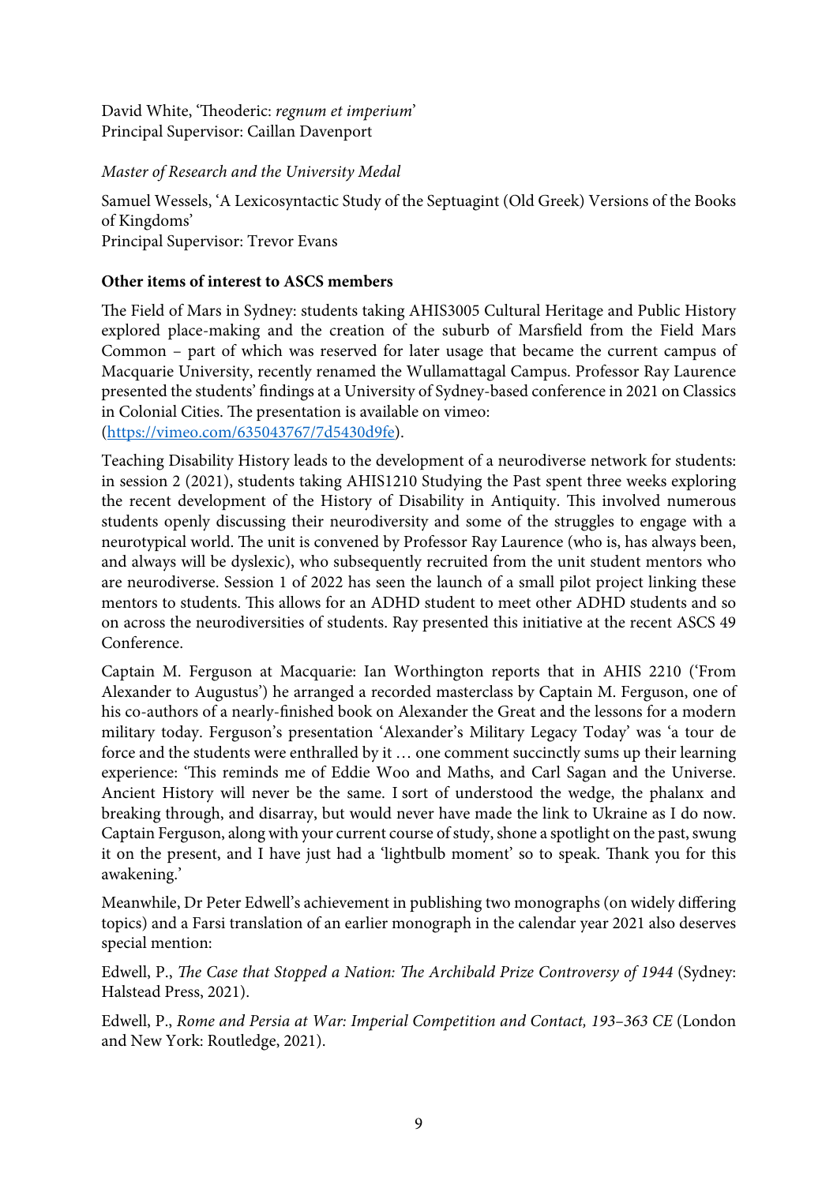David White, 'Theoderic: *regnum et imperium*'
Principal Supervisor: Caillan Davenport

*Master of Research and the University Medal*

Samuel Wessels, 'A Lexicosyntactic Study of the Septuagint (Old Greek) Versions of the Books of Kingdoms'
Principal Supervisor: Trevor Evans

**Other items of interest to ASCS members**

The Field of Mars in Sydney: students taking AHIS3005 Cultural Heritage and Public History explored place-making and the creation of the suburb of Marsfield from the Field Mars Common – part of which was reserved for later usage that became the current campus of Macquarie University, recently renamed the Wullamattagal Campus. Professor Ray Laurence presented the students' findings at a University of Sydney-based conference in 2021 on Classics in Colonial Cities. The presentation is available on vimeo: (https://vimeo.com/635043767/7d5430d9fe).

Teaching Disability History leads to the development of a neurodiverse network for students: in session 2 (2021), students taking AHIS1210 Studying the Past spent three weeks exploring the recent development of the History of Disability in Antiquity. This involved numerous students openly discussing their neurodiversity and some of the struggles to engage with a neurotypical world. The unit is convened by Professor Ray Laurence (who is, has always been, and always will be dyslexic), who subsequently recruited from the unit student mentors who are neurodiverse. Session 1 of 2022 has seen the launch of a small pilot project linking these mentors to students. This allows for an ADHD student to meet other ADHD students and so on across the neurodiversities of students. Ray presented this initiative at the recent ASCS 49 Conference.

Captain M. Ferguson at Macquarie: Ian Worthington reports that in AHIS 2210 ('From Alexander to Augustus') he arranged a recorded masterclass by Captain M. Ferguson, one of his co-authors of a nearly-finished book on Alexander the Great and the lessons for a modern military today. Ferguson's presentation 'Alexander's Military Legacy Today' was 'a tour de force and the students were enthralled by it … one comment succinctly sums up their learning experience: 'This reminds me of Eddie Woo and Maths, and Carl Sagan and the Universe. Ancient History will never be the same. I sort of understood the wedge, the phalanx and breaking through, and disarray, but would never have made the link to Ukraine as I do now. Captain Ferguson, along with your current course of study, shone a spotlight on the past, swung it on the present, and I have just had a 'lightbulb moment' so to speak. Thank you for this awakening.'

Meanwhile, Dr Peter Edwell's achievement in publishing two monographs (on widely differing topics) and a Farsi translation of an earlier monograph in the calendar year 2021 also deserves special mention:

Edwell, P., *The Case that Stopped a Nation: The Archibald Prize Controversy of 1944* (Sydney: Halstead Press, 2021).

Edwell, P., *Rome and Persia at War: Imperial Competition and Contact, 193–363 CE* (London and New York: Routledge, 2021).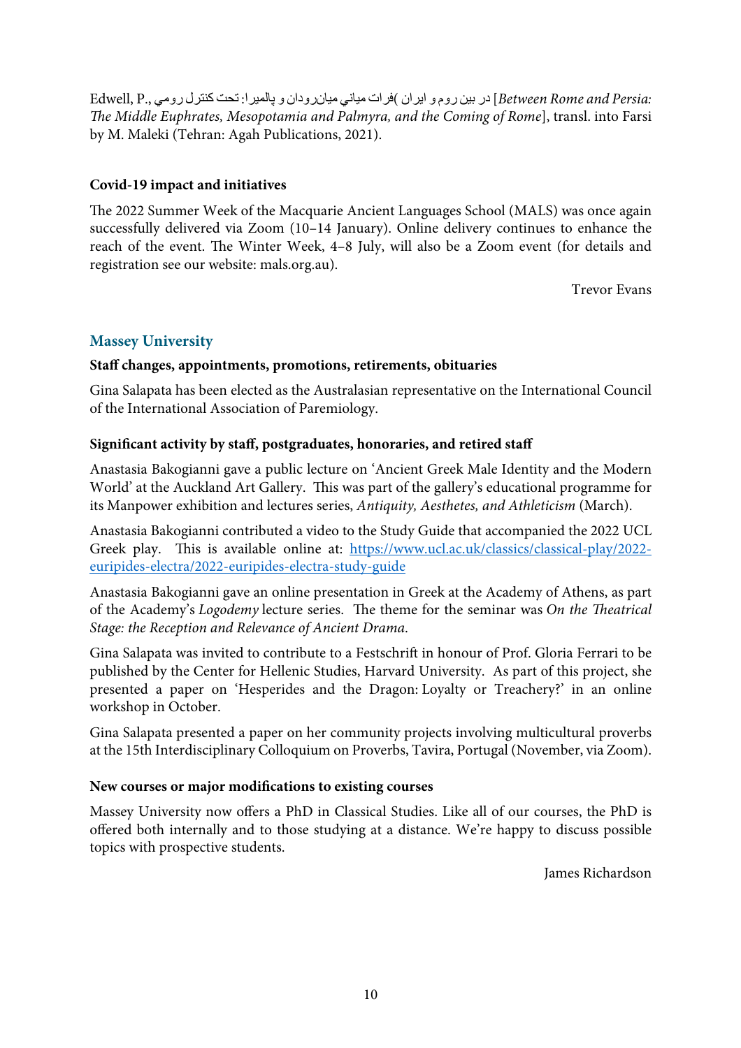Edwell, P., در بین روم و ایران )فرات میانی میان‌رودان و پالمیرا: تحت کنترل رومی [*Between Rome and Persia: The Middle Euphrates, Mesopotamia and Palmyra, and the Coming of Rome*], transl. into Farsi by M. Maleki (Tehran: Agah Publications, 2021).

**Covid-19 impact and initiatives**

The 2022 Summer Week of the Macquarie Ancient Languages School (MALS) was once again successfully delivered via Zoom (10–14 January). Online delivery continues to enhance the reach of the event. The Winter Week, 4–8 July, will also be a Zoom event (for details and registration see our website: mals.org.au).

Trevor Evans

## Massey University

**Staff changes, appointments, promotions, retirements, obituaries**

Gina Salapata has been elected as the Australasian representative on the International Council of the International Association of Paremiology.

**Significant activity by staff, postgraduates, honoraries, and retired staff**

Anastasia Bakogianni gave a public lecture on 'Ancient Greek Male Identity and the Modern World' at the Auckland Art Gallery. This was part of the gallery's educational programme for its Manpower exhibition and lectures series, *Antiquity, Aesthetes, and Athleticism* (March).

Anastasia Bakogianni contributed a video to the Study Guide that accompanied the 2022 UCL Greek play. This is available online at: https://www.ucl.ac.uk/classics/classical-play/2022-euripides-electra/2022-euripides-electra-study-guide

Anastasia Bakogianni gave an online presentation in Greek at the Academy of Athens, as part of the Academy's *Logodemy* lecture series. The theme for the seminar was *On the Theatrical Stage: the Reception and Relevance of Ancient Drama*.

Gina Salapata was invited to contribute to a Festschrift in honour of Prof. Gloria Ferrari to be published by the Center for Hellenic Studies, Harvard University. As part of this project, she presented a paper on 'Hesperides and the Dragon: Loyalty or Treachery?' in an online workshop in October.

Gina Salapata presented a paper on her community projects involving multicultural proverbs at the 15th Interdisciplinary Colloquium on Proverbs, Tavira, Portugal (November, via Zoom).

**New courses or major modifications to existing courses**

Massey University now offers a PhD in Classical Studies. Like all of our courses, the PhD is offered both internally and to those studying at a distance. We're happy to discuss possible topics with prospective students.

James Richardson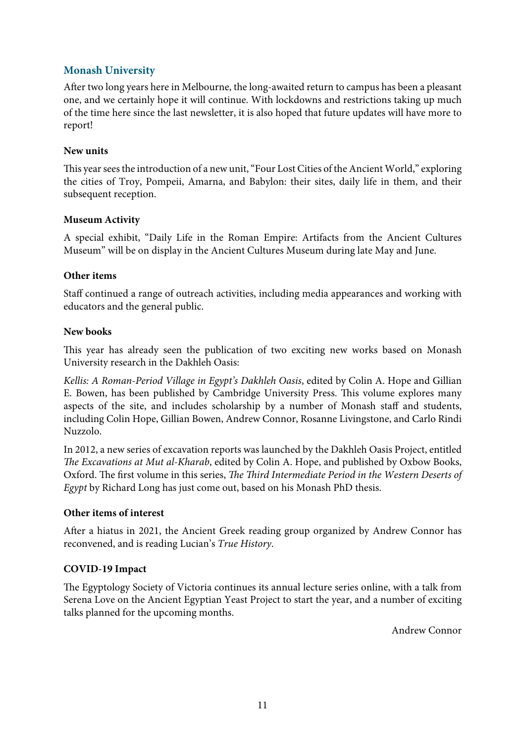## Monash University

After two long years here in Melbourne, the long-awaited return to campus has been a pleasant one, and we certainly hope it will continue. With lockdowns and restrictions taking up much of the time here since the last newsletter, it is also hoped that future updates will have more to report!

### New units

This year sees the introduction of a new unit, "Four Lost Cities of the Ancient World," exploring the cities of Troy, Pompeii, Amarna, and Babylon: their sites, daily life in them, and their subsequent reception.

### Museum Activity

A special exhibit, "Daily Life in the Roman Empire: Artifacts from the Ancient Cultures Museum" will be on display in the Ancient Cultures Museum during late May and June.

### Other items

Staff continued a range of outreach activities, including media appearances and working with educators and the general public.

### New books

This year has already seen the publication of two exciting new works based on Monash University research in the Dakhleh Oasis:

*Kellis: A Roman-Period Village in Egypt's Dakhleh Oasis*, edited by Colin A. Hope and Gillian E. Bowen, has been published by Cambridge University Press. This volume explores many aspects of the site, and includes scholarship by a number of Monash staff and students, including Colin Hope, Gillian Bowen, Andrew Connor, Rosanne Livingstone, and Carlo Rindi Nuzzolo.

In 2012, a new series of excavation reports was launched by the Dakhleh Oasis Project, entitled *The Excavations at Mut al-Kharab*, edited by Colin A. Hope, and published by Oxbow Books, Oxford. The first volume in this series, *The Third Intermediate Period in the Western Deserts of Egypt* by Richard Long has just come out, based on his Monash PhD thesis.

### Other items of interest

After a hiatus in 2021, the Ancient Greek reading group organized by Andrew Connor has reconvened, and is reading Lucian's *True History*.

### COVID-19 Impact

The Egyptology Society of Victoria continues its annual lecture series online, with a talk from Serena Love on the Ancient Egyptian Yeast Project to start the year, and a number of exciting talks planned for the upcoming months.

Andrew Connor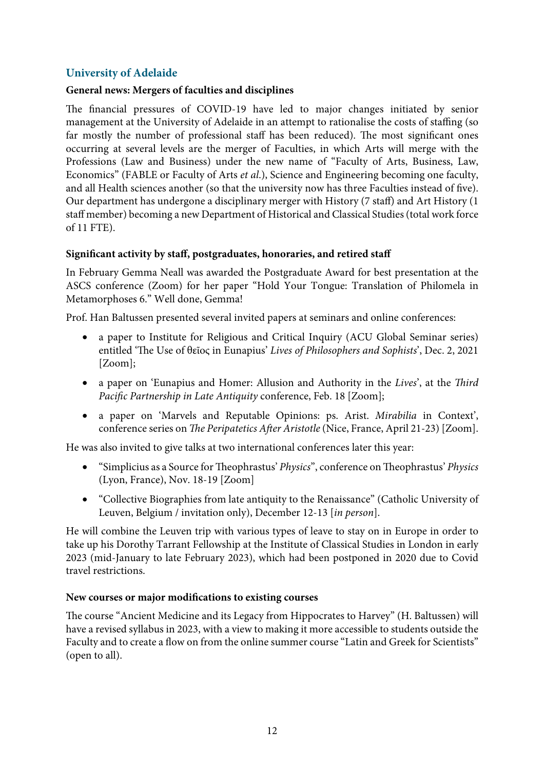## University of Adelaide

### General news: Mergers of faculties and disciplines

The financial pressures of COVID-19 have led to major changes initiated by senior management at the University of Adelaide in an attempt to rationalise the costs of staffing (so far mostly the number of professional staff has been reduced). The most significant ones occurring at several levels are the merger of Faculties, in which Arts will merge with the Professions (Law and Business) under the new name of "Faculty of Arts, Business, Law, Economics" (FABLE or Faculty of Arts *et al.*), Science and Engineering becoming one faculty, and all Health sciences another (so that the university now has three Faculties instead of five). Our department has undergone a disciplinary merger with History (7 staff) and Art History (1 staff member) becoming a new Department of Historical and Classical Studies (total work force of 11 FTE).

### Significant activity by staff, postgraduates, honoraries, and retired staff

In February Gemma Neall was awarded the Postgraduate Award for best presentation at the ASCS conference (Zoom) for her paper "Hold Your Tongue: Translation of Philomela in Metamorphoses 6." Well done, Gemma!

Prof. Han Baltussen presented several invited papers at seminars and online conferences:

- a paper to Institute for Religious and Critical Inquiry (ACU Global Seminar series) entitled 'The Use of θεῖος in Eunapius' *Lives of Philosophers and Sophists*', Dec. 2, 2021 [Zoom];
- a paper on 'Eunapius and Homer: Allusion and Authority in the *Lives*', at the *Third Pacific Partnership in Late Antiquity* conference, Feb. 18 [Zoom];
- a paper on 'Marvels and Reputable Opinions: ps. Arist. *Mirabilia* in Context', conference series on *The Peripatetics After Aristotle* (Nice, France, April 21-23) [Zoom].

He was also invited to give talks at two international conferences later this year:

- "Simplicius as a Source for Theophrastus' *Physics*", conference on Theophrastus' *Physics* (Lyon, France), Nov. 18-19 [Zoom]
- "Collective Biographies from late antiquity to the Renaissance" (Catholic University of Leuven, Belgium / invitation only), December 12-13 [*in person*].

He will combine the Leuven trip with various types of leave to stay on in Europe in order to take up his Dorothy Tarrant Fellowship at the Institute of Classical Studies in London in early 2023 (mid-January to late February 2023), which had been postponed in 2020 due to Covid travel restrictions.

### New courses or major modifications to existing courses

The course "Ancient Medicine and its Legacy from Hippocrates to Harvey" (H. Baltussen) will have a revised syllabus in 2023, with a view to making it more accessible to students outside the Faculty and to create a flow on from the online summer course "Latin and Greek for Scientists" (open to all).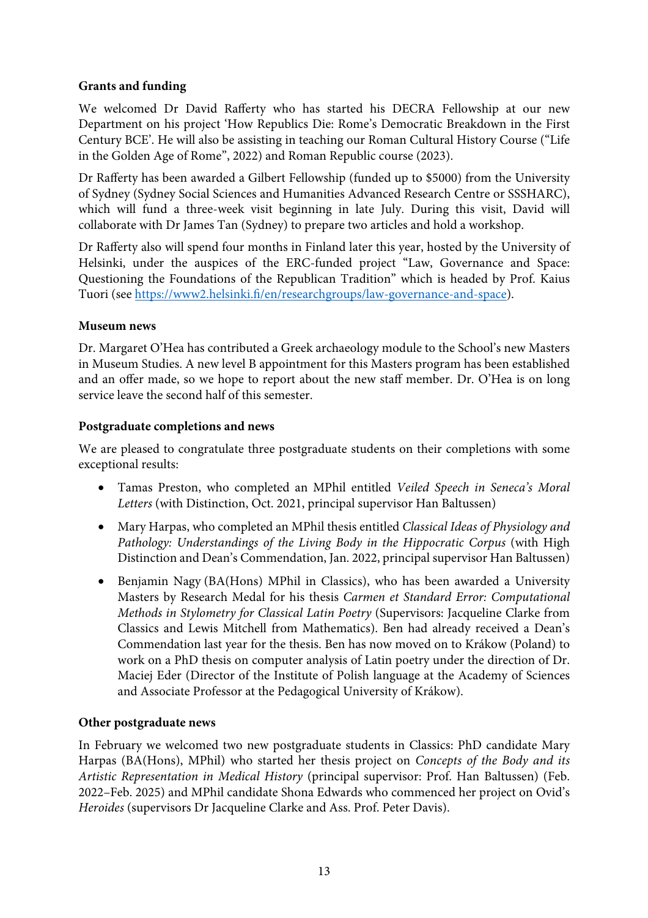**Grants and funding**

We welcomed Dr David Rafferty who has started his DECRA Fellowship at our new Department on his project 'How Republics Die: Rome's Democratic Breakdown in the First Century BCE'. He will also be assisting in teaching our Roman Cultural History Course ("Life in the Golden Age of Rome", 2022) and Roman Republic course (2023).

Dr Rafferty has been awarded a Gilbert Fellowship (funded up to $5000) from the University of Sydney (Sydney Social Sciences and Humanities Advanced Research Centre or SSSHARC), which will fund a three-week visit beginning in late July. During this visit, David will collaborate with Dr James Tan (Sydney) to prepare two articles and hold a workshop.

Dr Rafferty also will spend four months in Finland later this year, hosted by the University of Helsinki, under the auspices of the ERC-funded project "Law, Governance and Space: Questioning the Foundations of the Republican Tradition" which is headed by Prof. Kaius Tuori (see [https://www2.helsinki.fi/en/researchgroups/law-governance-and-space](https://www2.helsinki.fi/en/researchgroups/law-governance-and-space)).

**Museum news**

Dr. Margaret O'Hea has contributed a Greek archaeology module to the School's new Masters in Museum Studies. A new level B appointment for this Masters program has been established and an offer made, so we hope to report about the new staff member. Dr. O'Hea is on long service leave the second half of this semester.

**Postgraduate completions and news**

We are pleased to congratulate three postgraduate students on their completions with some exceptional results:

- Tamas Preston, who completed an MPhil entitled *Veiled Speech in Seneca's Moral Letters* (with Distinction, Oct. 2021, principal supervisor Han Baltussen)
- Mary Harpas, who completed an MPhil thesis entitled *Classical Ideas of Physiology and Pathology: Understandings of the Living Body in the Hippocratic Corpus* (with High Distinction and Dean's Commendation, Jan. 2022, principal supervisor Han Baltussen)
- Benjamin Nagy (BA(Hons) MPhil in Classics), who has been awarded a University Masters by Research Medal for his thesis *Carmen et Standard Error: Computational Methods in Stylometry for Classical Latin Poetry* (Supervisors: Jacqueline Clarke from Classics and Lewis Mitchell from Mathematics). Ben had already received a Dean's Commendation last year for the thesis. Ben has now moved on to Krákow (Poland) to work on a PhD thesis on computer analysis of Latin poetry under the direction of Dr. Maciej Eder (Director of the Institute of Polish language at the Academy of Sciences and Associate Professor at the Pedagogical University of Krákow).

**Other postgraduate news**

In February we welcomed two new postgraduate students in Classics: PhD candidate Mary Harpas (BA(Hons), MPhil) who started her thesis project on *Concepts of the Body and its Artistic Representation in Medical History* (principal supervisor: Prof. Han Baltussen) (Feb. 2022–Feb. 2025) and MPhil candidate Shona Edwards who commenced her project on Ovid's *Heroides* (supervisors Dr Jacqueline Clarke and Ass. Prof. Peter Davis).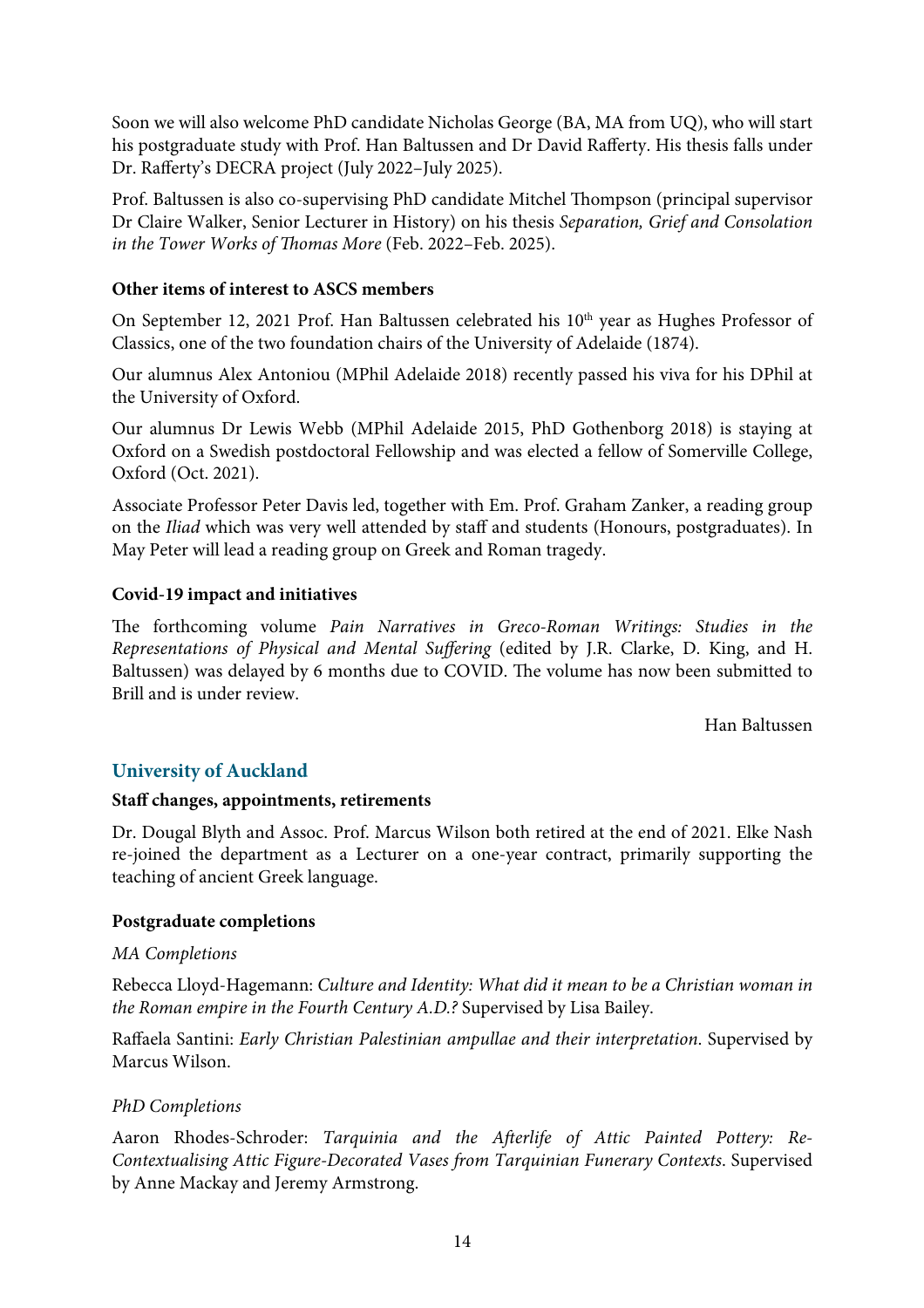Soon we will also welcome PhD candidate Nicholas George (BA, MA from UQ), who will start his postgraduate study with Prof. Han Baltussen and Dr David Rafferty. His thesis falls under Dr. Rafferty's DECRA project (July 2022–July 2025).

Prof. Baltussen is also co-supervising PhD candidate Mitchel Thompson (principal supervisor Dr Claire Walker, Senior Lecturer in History) on his thesis *Separation, Grief and Consolation in the Tower Works of Thomas More* (Feb. 2022–Feb. 2025).

**Other items of interest to ASCS members**

On September 12, 2021 Prof. Han Baltussen celebrated his 10th year as Hughes Professor of Classics, one of the two foundation chairs of the University of Adelaide (1874).

Our alumnus Alex Antoniou (MPhil Adelaide 2018) recently passed his viva for his DPhil at the University of Oxford.

Our alumnus Dr Lewis Webb (MPhil Adelaide 2015, PhD Gothenborg 2018) is staying at Oxford on a Swedish postdoctoral Fellowship and was elected a fellow of Somerville College, Oxford (Oct. 2021).

Associate Professor Peter Davis led, together with Em. Prof. Graham Zanker, a reading group on the *Iliad* which was very well attended by staff and students (Honours, postgraduates). In May Peter will lead a reading group on Greek and Roman tragedy.

**Covid-19 impact and initiatives**

The forthcoming volume *Pain Narratives in Greco-Roman Writings: Studies in the Representations of Physical and Mental Suffering* (edited by J.R. Clarke, D. King, and H. Baltussen) was delayed by 6 months due to COVID. The volume has now been submitted to Brill and is under review.

Han Baltussen

## University of Auckland

**Staff changes, appointments, retirements**

Dr. Dougal Blyth and Assoc. Prof. Marcus Wilson both retired at the end of 2021. Elke Nash re-joined the department as a Lecturer on a one-year contract, primarily supporting the teaching of ancient Greek language.

**Postgraduate completions**

*MA Completions*

Rebecca Lloyd-Hagemann: *Culture and Identity: What did it mean to be a Christian woman in the Roman empire in the Fourth Century A.D.?* Supervised by Lisa Bailey.

Raffaela Santini: *Early Christian Palestinian ampullae and their interpretation*. Supervised by Marcus Wilson.

*PhD Completions*

Aaron Rhodes-Schroder: *Tarquinia and the Afterlife of Attic Painted Pottery: Re-Contextualising Attic Figure-Decorated Vases from Tarquinian Funerary Contexts*. Supervised by Anne Mackay and Jeremy Armstrong.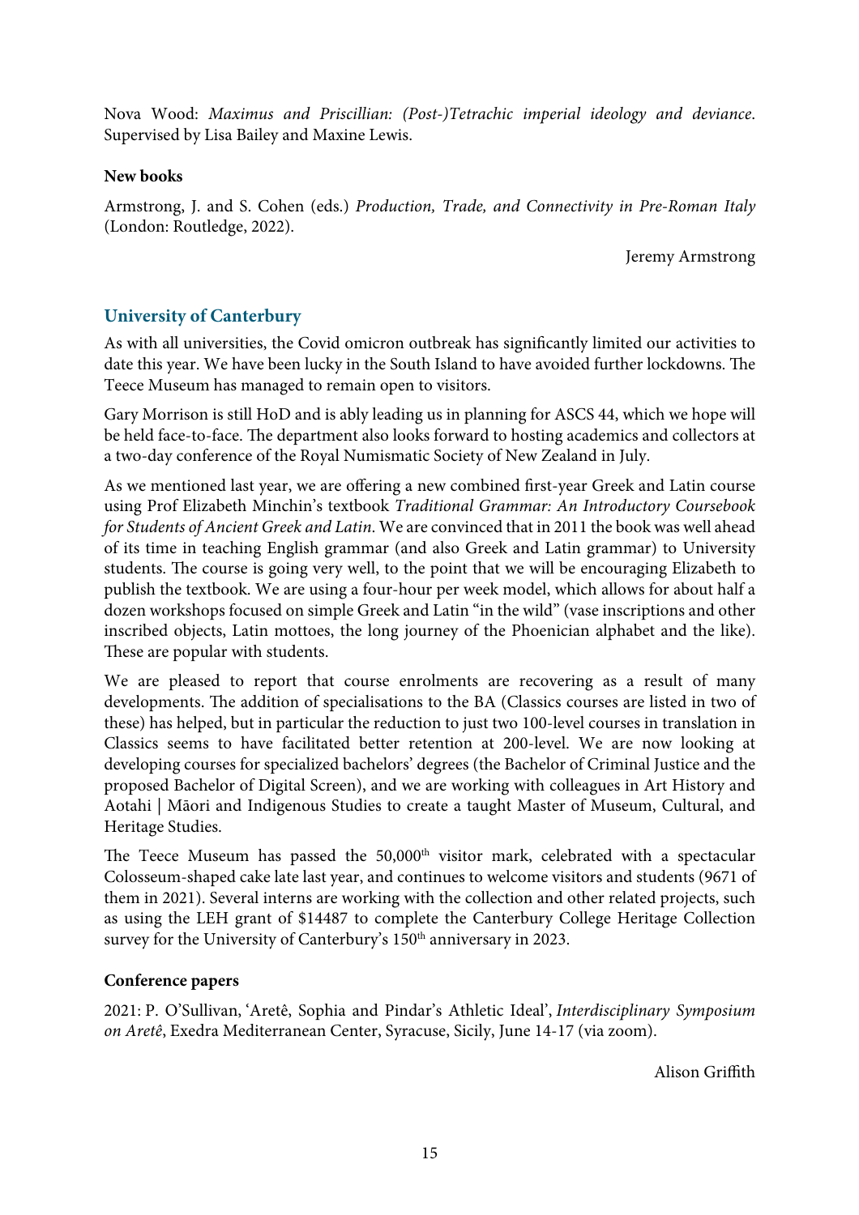Nova Wood: *Maximus and Priscillian: (Post-)Tetrachic imperial ideology and deviance*. Supervised by Lisa Bailey and Maxine Lewis.

**New books**

Armstrong, J. and S. Cohen (eds.) *Production, Trade, and Connectivity in Pre-Roman Italy* (London: Routledge, 2022).

Jeremy Armstrong

## University of Canterbury

As with all universities, the Covid omicron outbreak has significantly limited our activities to date this year. We have been lucky in the South Island to have avoided further lockdowns. The Teece Museum has managed to remain open to visitors.

Gary Morrison is still HoD and is ably leading us in planning for ASCS 44, which we hope will be held face-to-face. The department also looks forward to hosting academics and collectors at a two-day conference of the Royal Numismatic Society of New Zealand in July.

As we mentioned last year, we are offering a new combined first-year Greek and Latin course using Prof Elizabeth Minchin's textbook *Traditional Grammar: An Introductory Coursebook for Students of Ancient Greek and Latin*. We are convinced that in 2011 the book was well ahead of its time in teaching English grammar (and also Greek and Latin grammar) to University students. The course is going very well, to the point that we will be encouraging Elizabeth to publish the textbook. We are using a four-hour per week model, which allows for about half a dozen workshops focused on simple Greek and Latin "in the wild" (vase inscriptions and other inscribed objects, Latin mottoes, the long journey of the Phoenician alphabet and the like). These are popular with students.

We are pleased to report that course enrolments are recovering as a result of many developments. The addition of specialisations to the BA (Classics courses are listed in two of these) has helped, but in particular the reduction to just two 100-level courses in translation in Classics seems to have facilitated better retention at 200-level. We are now looking at developing courses for specialized bachelors' degrees (the Bachelor of Criminal Justice and the proposed Bachelor of Digital Screen), and we are working with colleagues in Art History and Aotahi | Māori and Indigenous Studies to create a taught Master of Museum, Cultural, and Heritage Studies.

The Teece Museum has passed the 50,000th visitor mark, celebrated with a spectacular Colosseum-shaped cake late last year, and continues to welcome visitors and students (9671 of them in 2021). Several interns are working with the collection and other related projects, such as using the LEH grant of $14487 to complete the Canterbury College Heritage Collection survey for the University of Canterbury's 150th anniversary in 2023.

**Conference papers**

2021: P. O'Sullivan, 'Aretê, Sophia and Pindar's Athletic Ideal', *Interdisciplinary Symposium on Aretê*, Exedra Mediterranean Center, Syracuse, Sicily, June 14-17 (via zoom).

Alison Griffith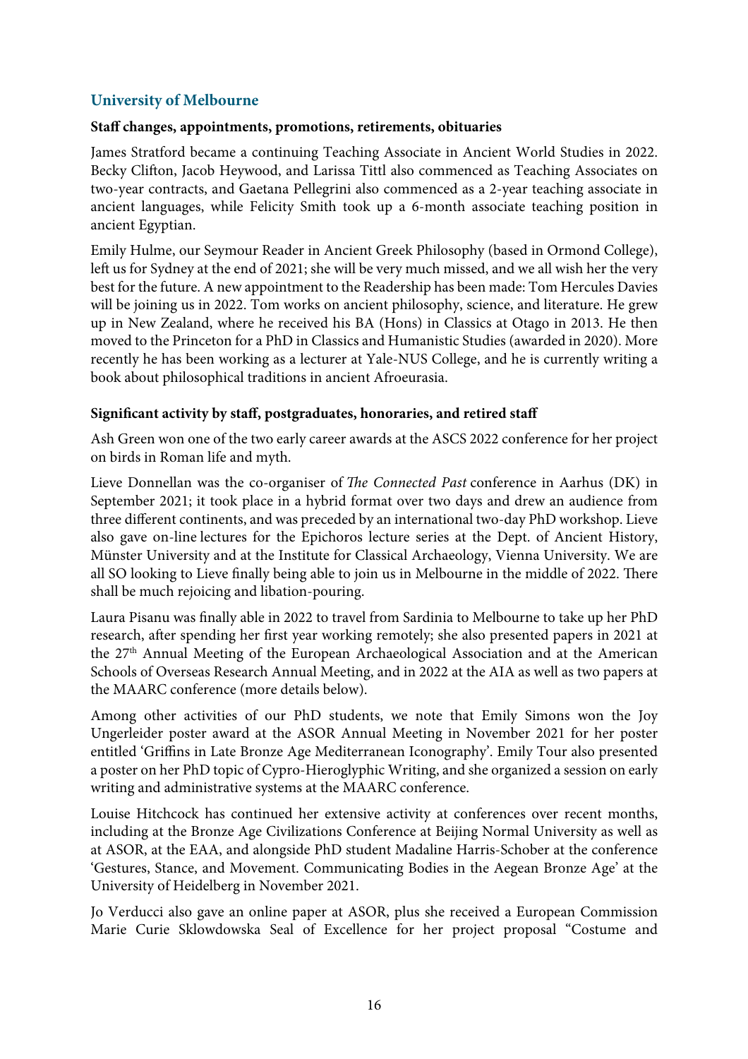## University of Melbourne

**Staff changes, appointments, promotions, retirements, obituaries**

James Stratford became a continuing Teaching Associate in Ancient World Studies in 2022. Becky Clifton, Jacob Heywood, and Larissa Tittl also commenced as Teaching Associates on two-year contracts, and Gaetana Pellegrini also commenced as a 2-year teaching associate in ancient languages, while Felicity Smith took up a 6-month associate teaching position in ancient Egyptian.

Emily Hulme, our Seymour Reader in Ancient Greek Philosophy (based in Ormond College), left us for Sydney at the end of 2021; she will be very much missed, and we all wish her the very best for the future. A new appointment to the Readership has been made: Tom Hercules Davies will be joining us in 2022. Tom works on ancient philosophy, science, and literature. He grew up in New Zealand, where he received his BA (Hons) in Classics at Otago in 2013. He then moved to the Princeton for a PhD in Classics and Humanistic Studies (awarded in 2020). More recently he has been working as a lecturer at Yale-NUS College, and he is currently writing a book about philosophical traditions in ancient Afroeurasia.

**Significant activity by staff, postgraduates, honoraries, and retired staff**

Ash Green won one of the two early career awards at the ASCS 2022 conference for her project on birds in Roman life and myth.

Lieve Donnellan was the co-organiser of *The Connected Past* conference in Aarhus (DK) in September 2021; it took place in a hybrid format over two days and drew an audience from three different continents, and was preceded by an international two-day PhD workshop. Lieve also gave on-line lectures for the Epichoros lecture series at the Dept. of Ancient History, Münster University and at the Institute for Classical Archaeology, Vienna University. We are all SO looking to Lieve finally being able to join us in Melbourne in the middle of 2022. There shall be much rejoicing and libation-pouring.

Laura Pisanu was finally able in 2022 to travel from Sardinia to Melbourne to take up her PhD research, after spending her first year working remotely; she also presented papers in 2021 at the 27th Annual Meeting of the European Archaeological Association and at the American Schools of Overseas Research Annual Meeting, and in 2022 at the AIA as well as two papers at the MAARC conference (more details below).

Among other activities of our PhD students, we note that Emily Simons won the Joy Ungerleider poster award at the ASOR Annual Meeting in November 2021 for her poster entitled 'Griffins in Late Bronze Age Mediterranean Iconography'. Emily Tour also presented a poster on her PhD topic of Cypro-Hieroglyphic Writing, and she organized a session on early writing and administrative systems at the MAARC conference.

Louise Hitchcock has continued her extensive activity at conferences over recent months, including at the Bronze Age Civilizations Conference at Beijing Normal University as well as at ASOR, at the EAA, and alongside PhD student Madaline Harris-Schober at the conference 'Gestures, Stance, and Movement. Communicating Bodies in the Aegean Bronze Age' at the University of Heidelberg in November 2021.

Jo Verducci also gave an online paper at ASOR, plus she received a European Commission Marie Curie Sklowdowska Seal of Excellence for her project proposal "Costume and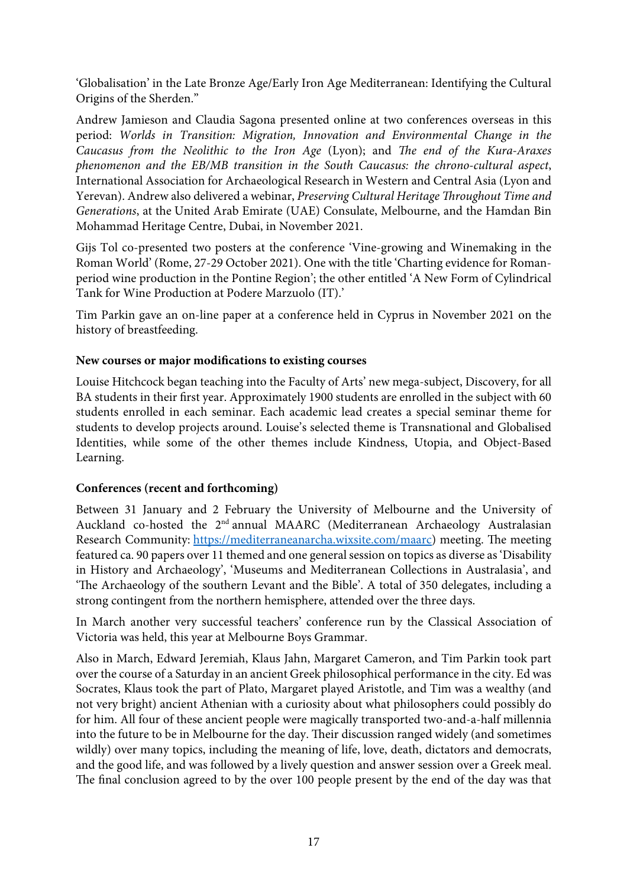'Globalisation' in the Late Bronze Age/Early Iron Age Mediterranean: Identifying the Cultural Origins of the Sherden."

Andrew Jamieson and Claudia Sagona presented online at two conferences overseas in this period: *Worlds in Transition: Migration, Innovation and Environmental Change in the Caucasus from the Neolithic to the Iron Age* (Lyon); and *The end of the Kura-Araxes phenomenon and the EB/MB transition in the South Caucasus: the chrono-cultural aspect*, International Association for Archaeological Research in Western and Central Asia (Lyon and Yerevan). Andrew also delivered a webinar, *Preserving Cultural Heritage Throughout Time and Generations*, at the United Arab Emirate (UAE) Consulate, Melbourne, and the Hamdan Bin Mohammad Heritage Centre, Dubai, in November 2021.

Gijs Tol co-presented two posters at the conference 'Vine-growing and Winemaking in the Roman World' (Rome, 27-29 October 2021). One with the title 'Charting evidence for Roman-period wine production in the Pontine Region'; the other entitled 'A New Form of Cylindrical Tank for Wine Production at Podere Marzuolo (IT).'

Tim Parkin gave an on-line paper at a conference held in Cyprus in November 2021 on the history of breastfeeding.

**New courses or major modifications to existing courses**

Louise Hitchcock began teaching into the Faculty of Arts' new mega-subject, Discovery, for all BA students in their first year. Approximately 1900 students are enrolled in the subject with 60 students enrolled in each seminar. Each academic lead creates a special seminar theme for students to develop projects around. Louise's selected theme is Transnational and Globalised Identities, while some of the other themes include Kindness, Utopia, and Object-Based Learning.

**Conferences (recent and forthcoming)**

Between 31 January and 2 February the University of Melbourne and the University of Auckland co-hosted the 2nd annual MAARC (Mediterranean Archaeology Australasian Research Community: https://mediterraneanarcha.wixsite.com/maarc) meeting. The meeting featured ca. 90 papers over 11 themed and one general session on topics as diverse as 'Disability in History and Archaeology', 'Museums and Mediterranean Collections in Australasia', and 'The Archaeology of the southern Levant and the Bible'. A total of 350 delegates, including a strong contingent from the northern hemisphere, attended over the three days.

In March another very successful teachers' conference run by the Classical Association of Victoria was held, this year at Melbourne Boys Grammar.

Also in March, Edward Jeremiah, Klaus Jahn, Margaret Cameron, and Tim Parkin took part over the course of a Saturday in an ancient Greek philosophical performance in the city. Ed was Socrates, Klaus took the part of Plato, Margaret played Aristotle, and Tim was a wealthy (and not very bright) ancient Athenian with a curiosity about what philosophers could possibly do for him. All four of these ancient people were magically transported two-and-a-half millennia into the future to be in Melbourne for the day. Their discussion ranged widely (and sometimes wildly) over many topics, including the meaning of life, love, death, dictators and democrats, and the good life, and was followed by a lively question and answer session over a Greek meal. The final conclusion agreed to by the over 100 people present by the end of the day was that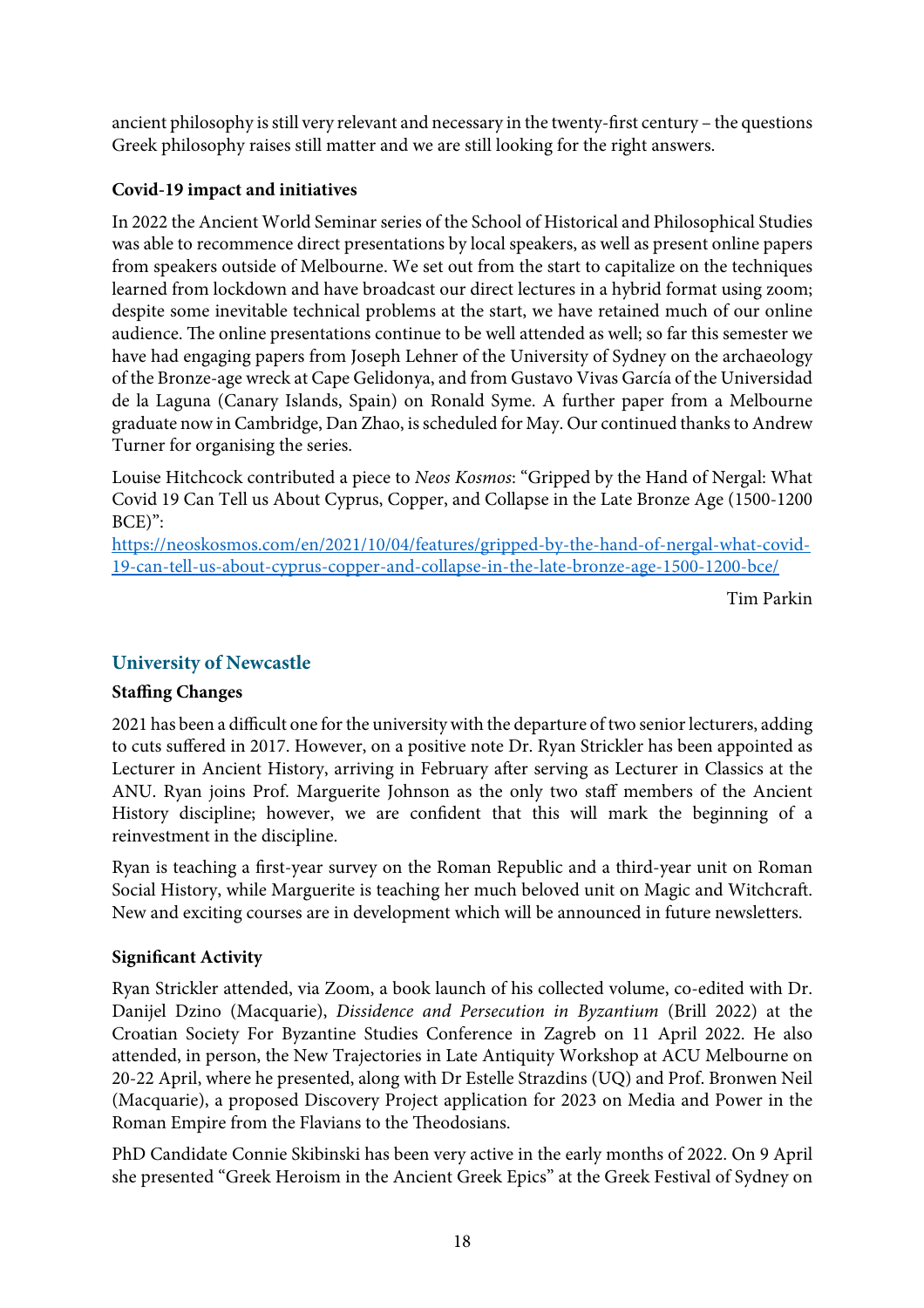ancient philosophy is still very relevant and necessary in the twenty-first century – the questions Greek philosophy raises still matter and we are still looking for the right answers.

**Covid-19 impact and initiatives**

In 2022 the Ancient World Seminar series of the School of Historical and Philosophical Studies was able to recommence direct presentations by local speakers, as well as present online papers from speakers outside of Melbourne. We set out from the start to capitalize on the techniques learned from lockdown and have broadcast our direct lectures in a hybrid format using zoom; despite some inevitable technical problems at the start, we have retained much of our online audience. The online presentations continue to be well attended as well; so far this semester we have had engaging papers from Joseph Lehner of the University of Sydney on the archaeology of the Bronze-age wreck at Cape Gelidonya, and from Gustavo Vivas García of the Universidad de la Laguna (Canary Islands, Spain) on Ronald Syme. A further paper from a Melbourne graduate now in Cambridge, Dan Zhao, is scheduled for May. Our continued thanks to Andrew Turner for organising the series.

Louise Hitchcock contributed a piece to *Neos Kosmos*: "Gripped by the Hand of Nergal: What Covid 19 Can Tell us About Cyprus, Copper, and Collapse in the Late Bronze Age (1500-1200 BCE)":
https://neoskosmos.com/en/2021/10/04/features/gripped-by-the-hand-of-nergal-what-covid-19-can-tell-us-about-cyprus-copper-and-collapse-in-the-late-bronze-age-1500-1200-bce/

Tim Parkin

## University of Newcastle

**Staffing Changes**

2021 has been a difficult one for the university with the departure of two senior lecturers, adding to cuts suffered in 2017. However, on a positive note Dr. Ryan Strickler has been appointed as Lecturer in Ancient History, arriving in February after serving as Lecturer in Classics at the ANU. Ryan joins Prof. Marguerite Johnson as the only two staff members of the Ancient History discipline; however, we are confident that this will mark the beginning of a reinvestment in the discipline.

Ryan is teaching a first-year survey on the Roman Republic and a third-year unit on Roman Social History, while Marguerite is teaching her much beloved unit on Magic and Witchcraft. New and exciting courses are in development which will be announced in future newsletters.

**Significant Activity**

Ryan Strickler attended, via Zoom, a book launch of his collected volume, co-edited with Dr. Danijel Dzino (Macquarie), *Dissidence and Persecution in Byzantium* (Brill 2022) at the Croatian Society For Byzantine Studies Conference in Zagreb on 11 April 2022. He also attended, in person, the New Trajectories in Late Antiquity Workshop at ACU Melbourne on 20-22 April, where he presented, along with Dr Estelle Strazdins (UQ) and Prof. Bronwen Neil (Macquarie), a proposed Discovery Project application for 2023 on Media and Power in the Roman Empire from the Flavians to the Theodosians.

PhD Candidate Connie Skibinski has been very active in the early months of 2022. On 9 April she presented "Greek Heroism in the Ancient Greek Epics" at the Greek Festival of Sydney on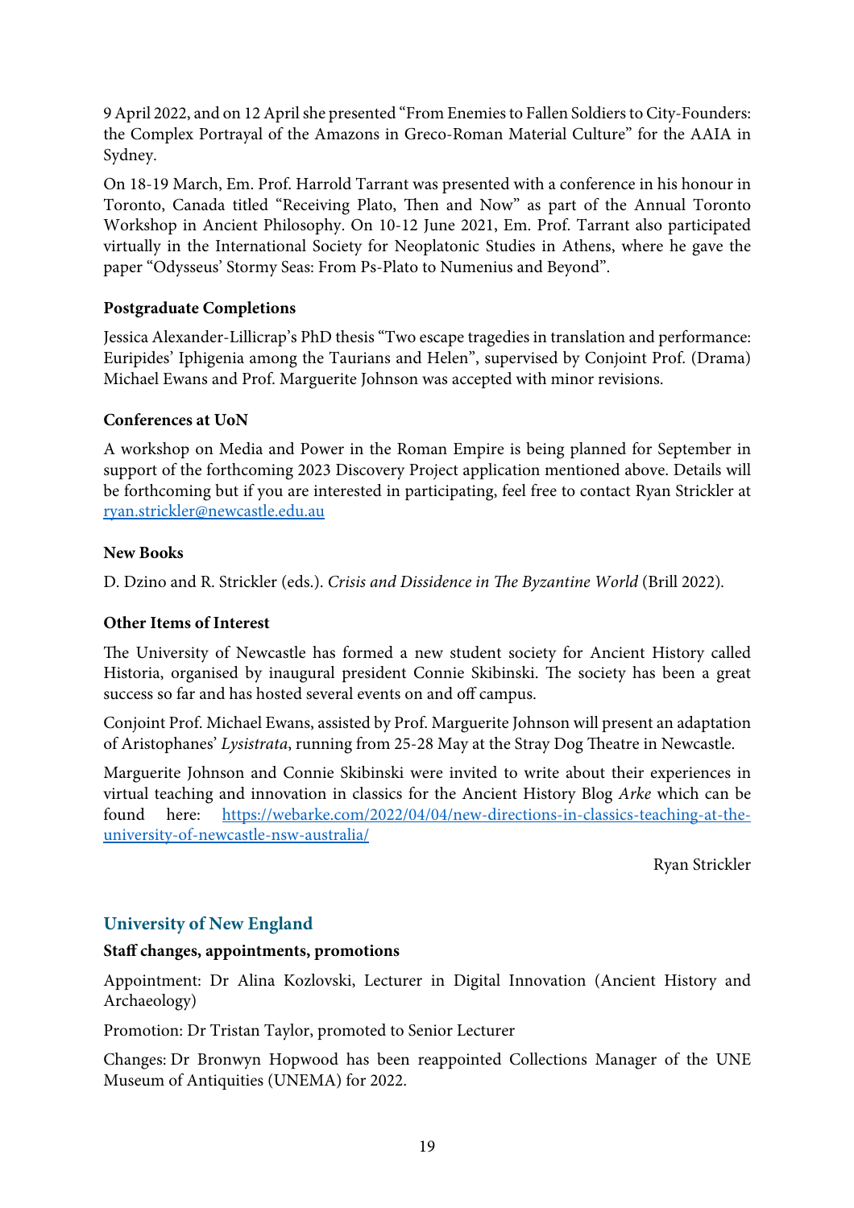9 April 2022, and on 12 April she presented "From Enemies to Fallen Soldiers to City-Founders: the Complex Portrayal of the Amazons in Greco-Roman Material Culture" for the AAIA in Sydney.

On 18-19 March, Em. Prof. Harrold Tarrant was presented with a conference in his honour in Toronto, Canada titled "Receiving Plato, Then and Now" as part of the Annual Toronto Workshop in Ancient Philosophy. On 10-12 June 2021, Em. Prof. Tarrant also participated virtually in the International Society for Neoplatonic Studies in Athens, where he gave the paper "Odysseus' Stormy Seas: From Ps-Plato to Numenius and Beyond".

**Postgraduate Completions**

Jessica Alexander-Lillicrap's PhD thesis "Two escape tragedies in translation and performance: Euripides' Iphigenia among the Taurians and Helen", supervised by Conjoint Prof. (Drama) Michael Ewans and Prof. Marguerite Johnson was accepted with minor revisions.

**Conferences at UoN**

A workshop on Media and Power in the Roman Empire is being planned for September in support of the forthcoming 2023 Discovery Project application mentioned above. Details will be forthcoming but if you are interested in participating, feel free to contact Ryan Strickler at ryan.strickler@newcastle.edu.au

**New Books**

D. Dzino and R. Strickler (eds.). *Crisis and Dissidence in The Byzantine World* (Brill 2022).

**Other Items of Interest**

The University of Newcastle has formed a new student society for Ancient History called Historia, organised by inaugural president Connie Skibinski. The society has been a great success so far and has hosted several events on and off campus.

Conjoint Prof. Michael Ewans, assisted by Prof. Marguerite Johnson will present an adaptation of Aristophanes' *Lysistrata*, running from 25-28 May at the Stray Dog Theatre in Newcastle.

Marguerite Johnson and Connie Skibinski were invited to write about their experiences in virtual teaching and innovation in classics for the Ancient History Blog *Arke* which can be found here: https://webarke.com/2022/04/04/new-directions-in-classics-teaching-at-the-university-of-newcastle-nsw-australia/

Ryan Strickler

## University of New England

**Staff changes, appointments, promotions**

Appointment: Dr Alina Kozlovski, Lecturer in Digital Innovation (Ancient History and Archaeology)

Promotion: Dr Tristan Taylor, promoted to Senior Lecturer

Changes: Dr Bronwyn Hopwood has been reappointed Collections Manager of the UNE Museum of Antiquities (UNEMA) for 2022.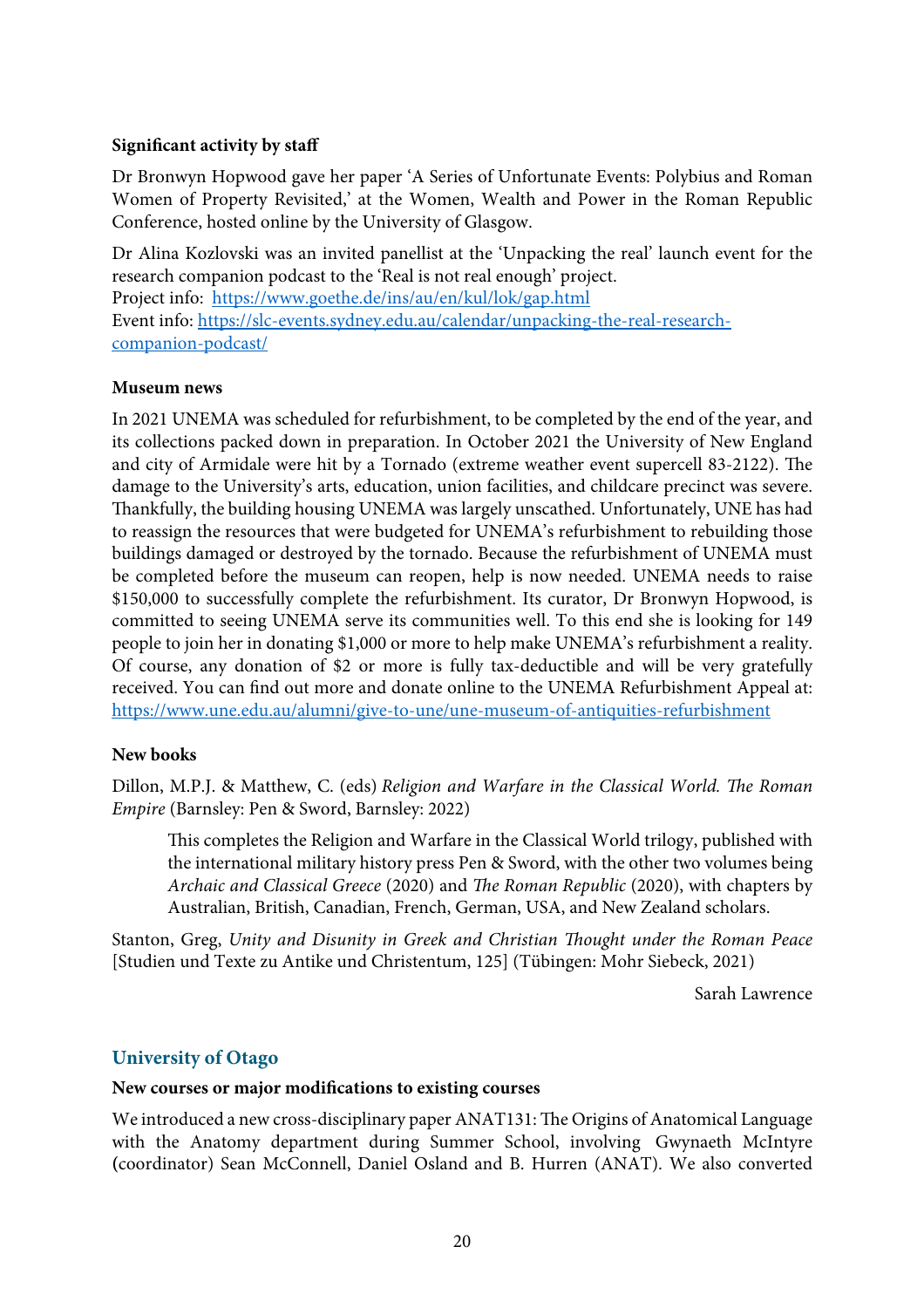**Significant activity by staff**

Dr Bronwyn Hopwood gave her paper 'A Series of Unfortunate Events: Polybius and Roman Women of Property Revisited,' at the Women, Wealth and Power in the Roman Republic Conference, hosted online by the University of Glasgow.

Dr Alina Kozlovski was an invited panellist at the 'Unpacking the real' launch event for the research companion podcast to the 'Real is not real enough' project.
Project info: [https://www.goethe.de/ins/au/en/kul/lok/gap.html](https://www.goethe.de/ins/au/en/kul/lok/gap.html)
Event info: [https://slc-events.sydney.edu.au/calendar/unpacking-the-real-research-companion-podcast/](https://slc-events.sydney.edu.au/calendar/unpacking-the-real-research-companion-podcast/)

**Museum news**

In 2021 UNEMA was scheduled for refurbishment, to be completed by the end of the year, and its collections packed down in preparation. In October 2021 the University of New England and city of Armidale were hit by a Tornado (extreme weather event supercell 83-2122). The damage to the University's arts, education, union facilities, and childcare precinct was severe. Thankfully, the building housing UNEMA was largely unscathed. Unfortunately, UNE has had to reassign the resources that were budgeted for UNEMA's refurbishment to rebuilding those buildings damaged or destroyed by the tornado. Because the refurbishment of UNEMA must be completed before the museum can reopen, help is now needed. UNEMA needs to raise $150,000 to successfully complete the refurbishment. Its curator, Dr Bronwyn Hopwood, is committed to seeing UNEMA serve its communities well. To this end she is looking for 149 people to join her in donating $1,000 or more to help make UNEMA's refurbishment a reality. Of course, any donation of $2 or more is fully tax-deductible and will be very gratefully received. You can find out more and donate online to the UNEMA Refurbishment Appeal at: [https://www.une.edu.au/alumni/give-to-une/une-museum-of-antiquities-refurbishment](https://www.une.edu.au/alumni/give-to-une/une-museum-of-antiquities-refurbishment)

**New books**

Dillon, M.P.J. & Matthew, C. (eds) *Religion and Warfare in the Classical World. The Roman Empire* (Barnsley: Pen & Sword, Barnsley: 2022)

> This completes the Religion and Warfare in the Classical World trilogy, published with the international military history press Pen & Sword, with the other two volumes being *Archaic and Classical Greece* (2020) and *The Roman Republic* (2020), with chapters by Australian, British, Canadian, French, German, USA, and New Zealand scholars.

Stanton, Greg, *Unity and Disunity in Greek and Christian Thought under the Roman Peace* [Studien und Texte zu Antike und Christentum, 125] (Tübingen: Mohr Siebeck, 2021)

Sarah Lawrence

## University of Otago

**New courses or major modifications to existing courses**

We introduced a new cross-disciplinary paper ANAT131: The Origins of Anatomical Language with the Anatomy department during Summer School, involving Gwynaeth McIntyre (coordinator) Sean McConnell, Daniel Osland and B. Hurren (ANAT). We also converted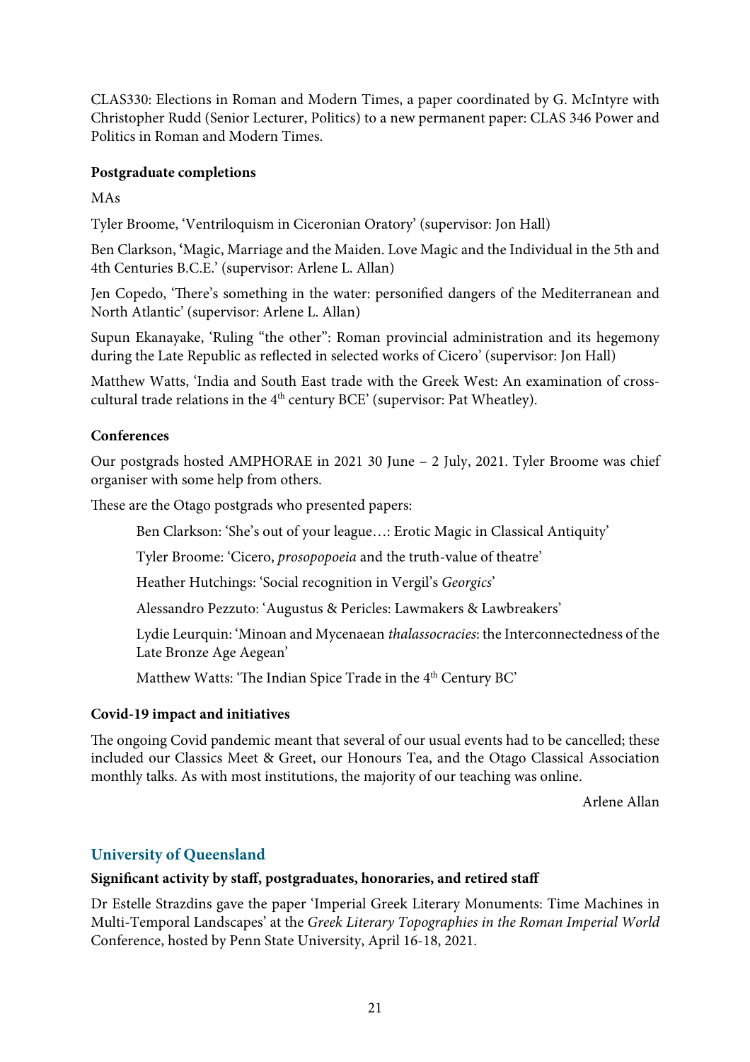CLAS330: Elections in Roman and Modern Times, a paper coordinated by G. McIntyre with Christopher Rudd (Senior Lecturer, Politics) to a new permanent paper: CLAS 346 Power and Politics in Roman and Modern Times.

**Postgraduate completions**

MAs

Tyler Broome, 'Ventriloquism in Ciceronian Oratory' (supervisor: Jon Hall)

Ben Clarkson, **'**Magic, Marriage and the Maiden. Love Magic and the Individual in the 5th and 4th Centuries B.C.E.' (supervisor: Arlene L. Allan)

Jen Copedo, 'There's something in the water: personified dangers of the Mediterranean and North Atlantic' (supervisor: Arlene L. Allan)

Supun Ekanayake, 'Ruling "the other": Roman provincial administration and its hegemony during the Late Republic as reflected in selected works of Cicero' (supervisor: Jon Hall)

Matthew Watts, 'India and South East trade with the Greek West: An examination of cross-cultural trade relations in the 4th century BCE' (supervisor: Pat Wheatley).

**Conferences**

Our postgrads hosted AMPHORAE in 2021 30 June – 2 July, 2021. Tyler Broome was chief organiser with some help from others.

These are the Otago postgrads who presented papers:

> Ben Clarkson: 'She's out of your league…: Erotic Magic in Classical Antiquity'
>
> Tyler Broome: 'Cicero, *prosopopoeia* and the truth-value of theatre'
>
> Heather Hutchings: 'Social recognition in Vergil's *Georgics*'
>
> Alessandro Pezzuto: 'Augustus & Pericles: Lawmakers & Lawbreakers'
>
> Lydie Leurquin: 'Minoan and Mycenaean *thalassocracies*: the Interconnectedness of the Late Bronze Age Aegean'
>
> Matthew Watts: 'The Indian Spice Trade in the 4th Century BC'

**Covid-19 impact and initiatives**

The ongoing Covid pandemic meant that several of our usual events had to be cancelled; these included our Classics Meet & Greet, our Honours Tea, and the Otago Classical Association monthly talks. As with most institutions, the majority of our teaching was online.

Arlene Allan

## University of Queensland

**Significant activity by staff, postgraduates, honoraries, and retired staff**

Dr Estelle Strazdins gave the paper 'Imperial Greek Literary Monuments: Time Machines in Multi-Temporal Landscapes' at the *Greek Literary Topographies in the Roman Imperial World* Conference, hosted by Penn State University, April 16-18, 2021.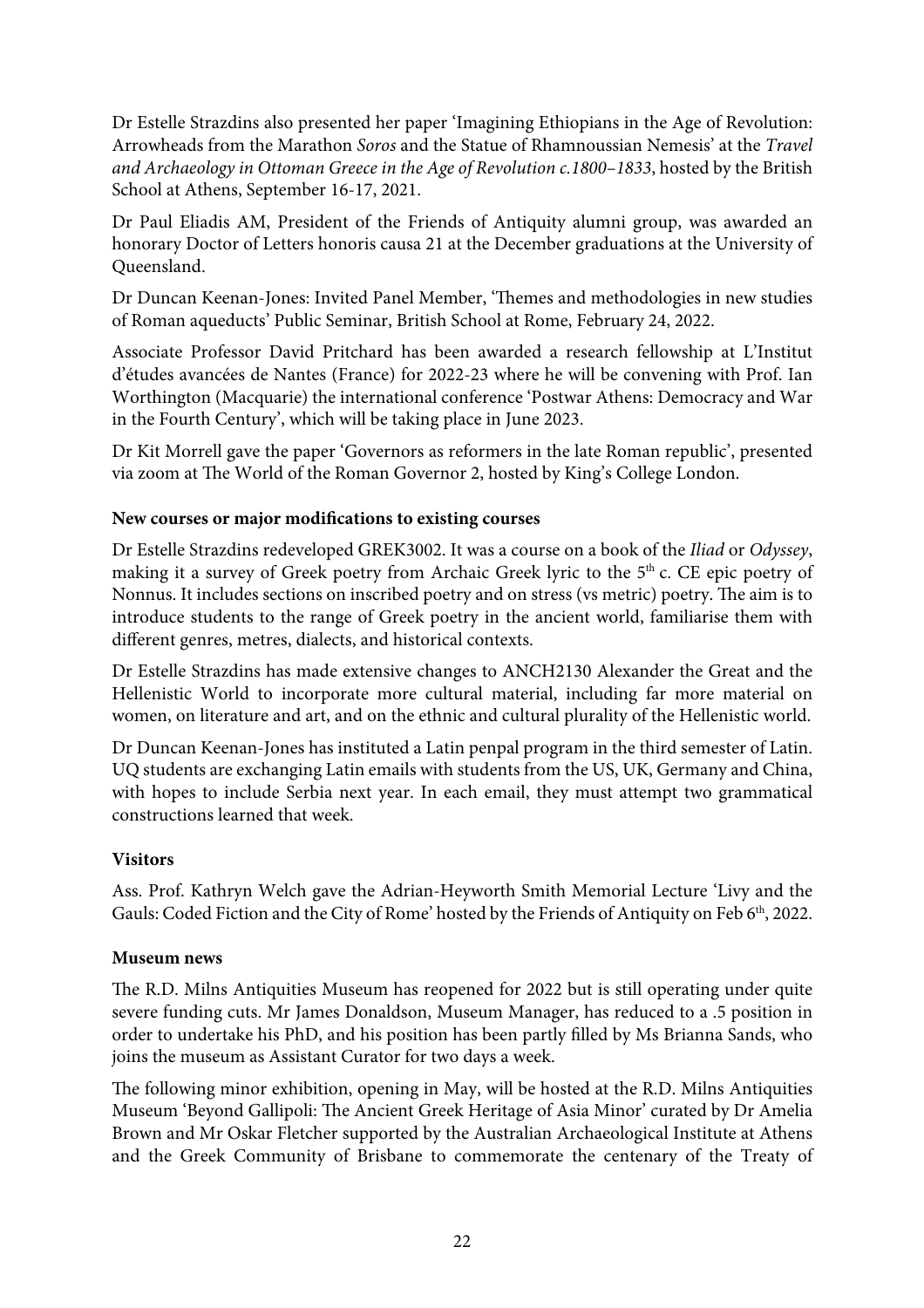Dr Estelle Strazdins also presented her paper 'Imagining Ethiopians in the Age of Revolution: Arrowheads from the Marathon *Soros* and the Statue of Rhamnoussian Nemesis' at the *Travel and Archaeology in Ottoman Greece in the Age of Revolution c.1800–1833*, hosted by the British School at Athens, September 16-17, 2021.

Dr Paul Eliadis AM, President of the Friends of Antiquity alumni group, was awarded an honorary Doctor of Letters honoris causa 21 at the December graduations at the University of Queensland.

Dr Duncan Keenan-Jones: Invited Panel Member, 'Themes and methodologies in new studies of Roman aqueducts' Public Seminar, British School at Rome, February 24, 2022.

Associate Professor David Pritchard has been awarded a research fellowship at L'Institut d'études avancées de Nantes (France) for 2022-23 where he will be convening with Prof. Ian Worthington (Macquarie) the international conference 'Postwar Athens: Democracy and War in the Fourth Century', which will be taking place in June 2023.

Dr Kit Morrell gave the paper 'Governors as reformers in the late Roman republic', presented via zoom at The World of the Roman Governor 2, hosted by King's College London.

**New courses or major modifications to existing courses**

Dr Estelle Strazdins redeveloped GREK3002. It was a course on a book of the *Iliad* or *Odyssey*, making it a survey of Greek poetry from Archaic Greek lyric to the 5th c. CE epic poetry of Nonnus. It includes sections on inscribed poetry and on stress (vs metric) poetry. The aim is to introduce students to the range of Greek poetry in the ancient world, familiarise them with different genres, metres, dialects, and historical contexts.

Dr Estelle Strazdins has made extensive changes to ANCH2130 Alexander the Great and the Hellenistic World to incorporate more cultural material, including far more material on women, on literature and art, and on the ethnic and cultural plurality of the Hellenistic world.

Dr Duncan Keenan-Jones has instituted a Latin penpal program in the third semester of Latin. UQ students are exchanging Latin emails with students from the US, UK, Germany and China, with hopes to include Serbia next year. In each email, they must attempt two grammatical constructions learned that week.

**Visitors**

Ass. Prof. Kathryn Welch gave the Adrian-Heyworth Smith Memorial Lecture 'Livy and the Gauls: Coded Fiction and the City of Rome' hosted by the Friends of Antiquity on Feb 6th, 2022.

**Museum news**

The R.D. Milns Antiquities Museum has reopened for 2022 but is still operating under quite severe funding cuts. Mr James Donaldson, Museum Manager, has reduced to a .5 position in order to undertake his PhD, and his position has been partly filled by Ms Brianna Sands, who joins the museum as Assistant Curator for two days a week.

The following minor exhibition, opening in May, will be hosted at the R.D. Milns Antiquities Museum 'Beyond Gallipoli: The Ancient Greek Heritage of Asia Minor' curated by Dr Amelia Brown and Mr Oskar Fletcher supported by the Australian Archaeological Institute at Athens and the Greek Community of Brisbane to commemorate the centenary of the Treaty of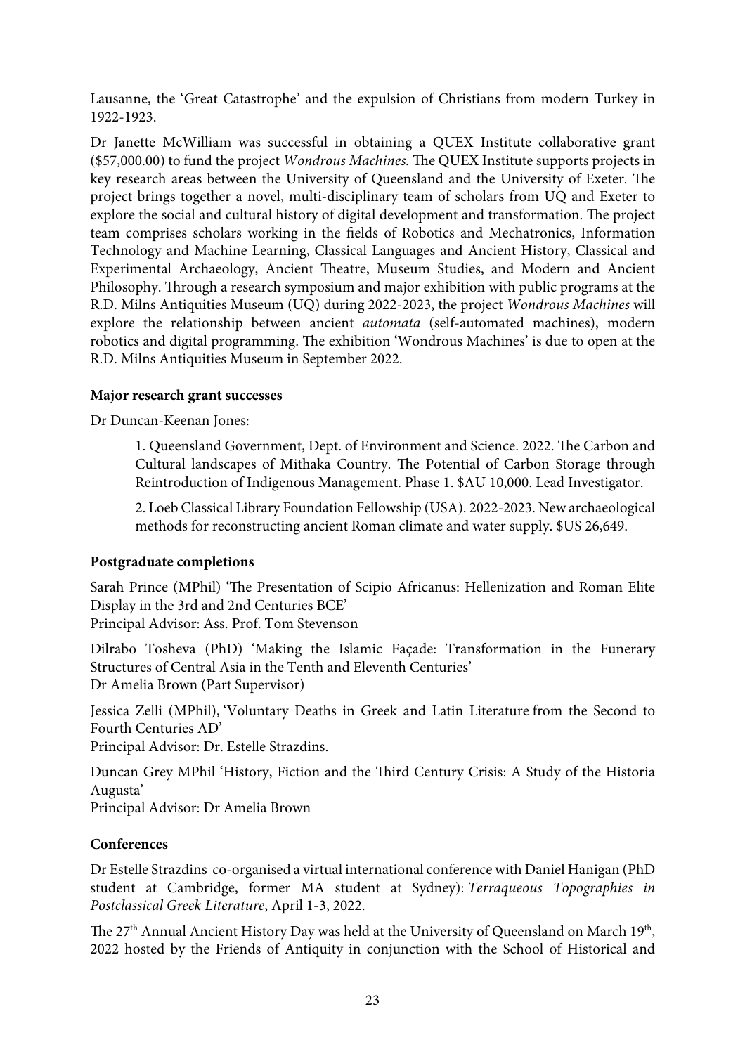Lausanne, the 'Great Catastrophe' and the expulsion of Christians from modern Turkey in 1922-1923.

Dr Janette McWilliam was successful in obtaining a QUEX Institute collaborative grant ($57,000.00) to fund the project *Wondrous Machines*. The QUEX Institute supports projects in key research areas between the University of Queensland and the University of Exeter. The project brings together a novel, multi-disciplinary team of scholars from UQ and Exeter to explore the social and cultural history of digital development and transformation. The project team comprises scholars working in the fields of Robotics and Mechatronics, Information Technology and Machine Learning, Classical Languages and Ancient History, Classical and Experimental Archaeology, Ancient Theatre, Museum Studies, and Modern and Ancient Philosophy. Through a research symposium and major exhibition with public programs at the R.D. Milns Antiquities Museum (UQ) during 2022-2023, the project *Wondrous Machines* will explore the relationship between ancient *automata* (self-automated machines), modern robotics and digital programming. The exhibition 'Wondrous Machines' is due to open at the R.D. Milns Antiquities Museum in September 2022.

**Major research grant successes**

Dr Duncan-Keenan Jones:

> 1. Queensland Government, Dept. of Environment and Science. 2022. The Carbon and Cultural landscapes of Mithaka Country. The Potential of Carbon Storage through Reintroduction of Indigenous Management. Phase 1. $AU 10,000. Lead Investigator.
>
> 2. Loeb Classical Library Foundation Fellowship (USA). 2022-2023. New archaeological methods for reconstructing ancient Roman climate and water supply. $US 26,649.

**Postgraduate completions**

Sarah Prince (MPhil) 'The Presentation of Scipio Africanus: Hellenization and Roman Elite Display in the 3rd and 2nd Centuries BCE'
Principal Advisor: Ass. Prof. Tom Stevenson

Dilrabo Tosheva (PhD) 'Making the Islamic Façade: Transformation in the Funerary Structures of Central Asia in the Tenth and Eleventh Centuries'
Dr Amelia Brown (Part Supervisor)

Jessica Zelli (MPhil), 'Voluntary Deaths in Greek and Latin Literature from the Second to Fourth Centuries AD'
Principal Advisor: Dr. Estelle Strazdins.

Duncan Grey MPhil 'History, Fiction and the Third Century Crisis: A Study of the Historia Augusta'
Principal Advisor: Dr Amelia Brown

**Conferences**

Dr Estelle Strazdins co-organised a virtual international conference with Daniel Hanigan (PhD student at Cambridge, former MA student at Sydney): *Terraqueous Topographies in Postclassical Greek Literature*, April 1-3, 2022.

The 27th Annual Ancient History Day was held at the University of Queensland on March 19th, 2022 hosted by the Friends of Antiquity in conjunction with the School of Historical and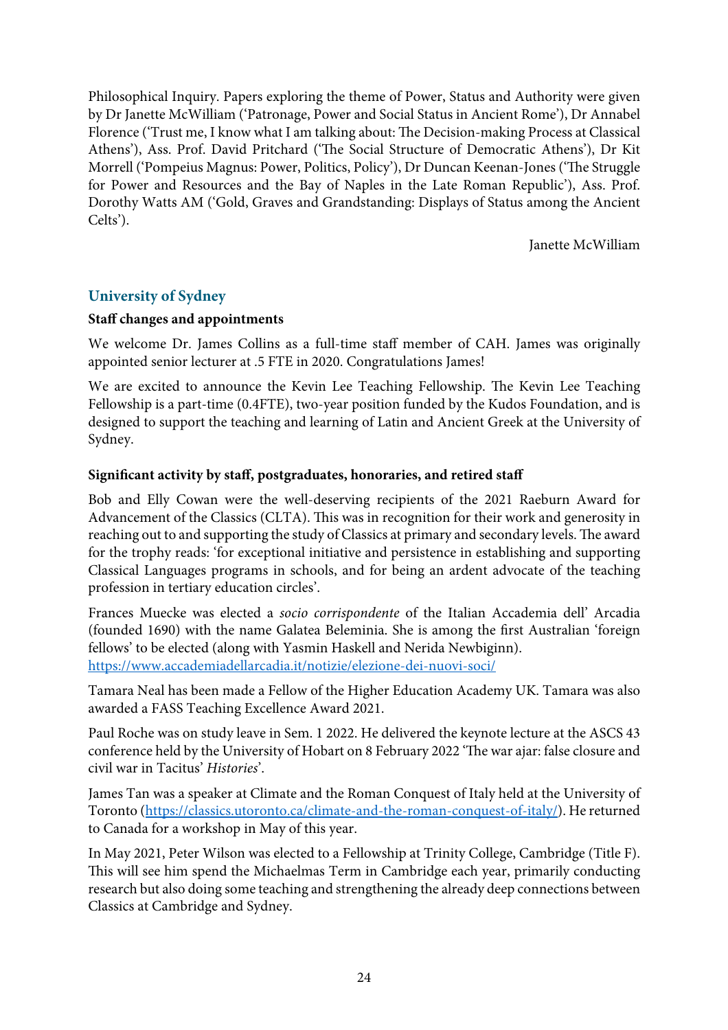Philosophical Inquiry. Papers exploring the theme of Power, Status and Authority were given by Dr Janette McWilliam ('Patronage, Power and Social Status in Ancient Rome'), Dr Annabel Florence ('Trust me, I know what I am talking about: The Decision-making Process at Classical Athens'), Ass. Prof. David Pritchard ('The Social Structure of Democratic Athens'), Dr Kit Morrell ('Pompeius Magnus: Power, Politics, Policy'), Dr Duncan Keenan-Jones ('The Struggle for Power and Resources and the Bay of Naples in the Late Roman Republic'), Ass. Prof. Dorothy Watts AM ('Gold, Graves and Grandstanding: Displays of Status among the Ancient Celts').

Janette McWilliam

## University of Sydney

**Staff changes and appointments**

We welcome Dr. James Collins as a full-time staff member of CAH. James was originally appointed senior lecturer at .5 FTE in 2020. Congratulations James!

We are excited to announce the Kevin Lee Teaching Fellowship. The Kevin Lee Teaching Fellowship is a part-time (0.4FTE), two-year position funded by the Kudos Foundation, and is designed to support the teaching and learning of Latin and Ancient Greek at the University of Sydney.

**Significant activity by staff, postgraduates, honoraries, and retired staff**

Bob and Elly Cowan were the well-deserving recipients of the 2021 Raeburn Award for Advancement of the Classics (CLTA). This was in recognition for their work and generosity in reaching out to and supporting the study of Classics at primary and secondary levels. The award for the trophy reads: 'for exceptional initiative and persistence in establishing and supporting Classical Languages programs in schools, and for being an ardent advocate of the teaching profession in tertiary education circles'.

Frances Muecke was elected a *socio corrispondente* of the Italian Accademia dell' Arcadia (founded 1690) with the name Galatea Beleminia. She is among the first Australian 'foreign fellows' to be elected (along with Yasmin Haskell and Nerida Newbiginn).
https://www.accademiadellarcadia.it/notizie/elezione-dei-nuovi-soci/

Tamara Neal has been made a Fellow of the Higher Education Academy UK. Tamara was also awarded a FASS Teaching Excellence Award 2021.

Paul Roche was on study leave in Sem. 1 2022. He delivered the keynote lecture at the ASCS 43 conference held by the University of Hobart on 8 February 2022 'The war ajar: false closure and civil war in Tacitus' *Histories*'.

James Tan was a speaker at Climate and the Roman Conquest of Italy held at the University of Toronto (https://classics.utoronto.ca/climate-and-the-roman-conquest-of-italy/). He returned to Canada for a workshop in May of this year.

In May 2021, Peter Wilson was elected to a Fellowship at Trinity College, Cambridge (Title F). This will see him spend the Michaelmas Term in Cambridge each year, primarily conducting research but also doing some teaching and strengthening the already deep connections between Classics at Cambridge and Sydney.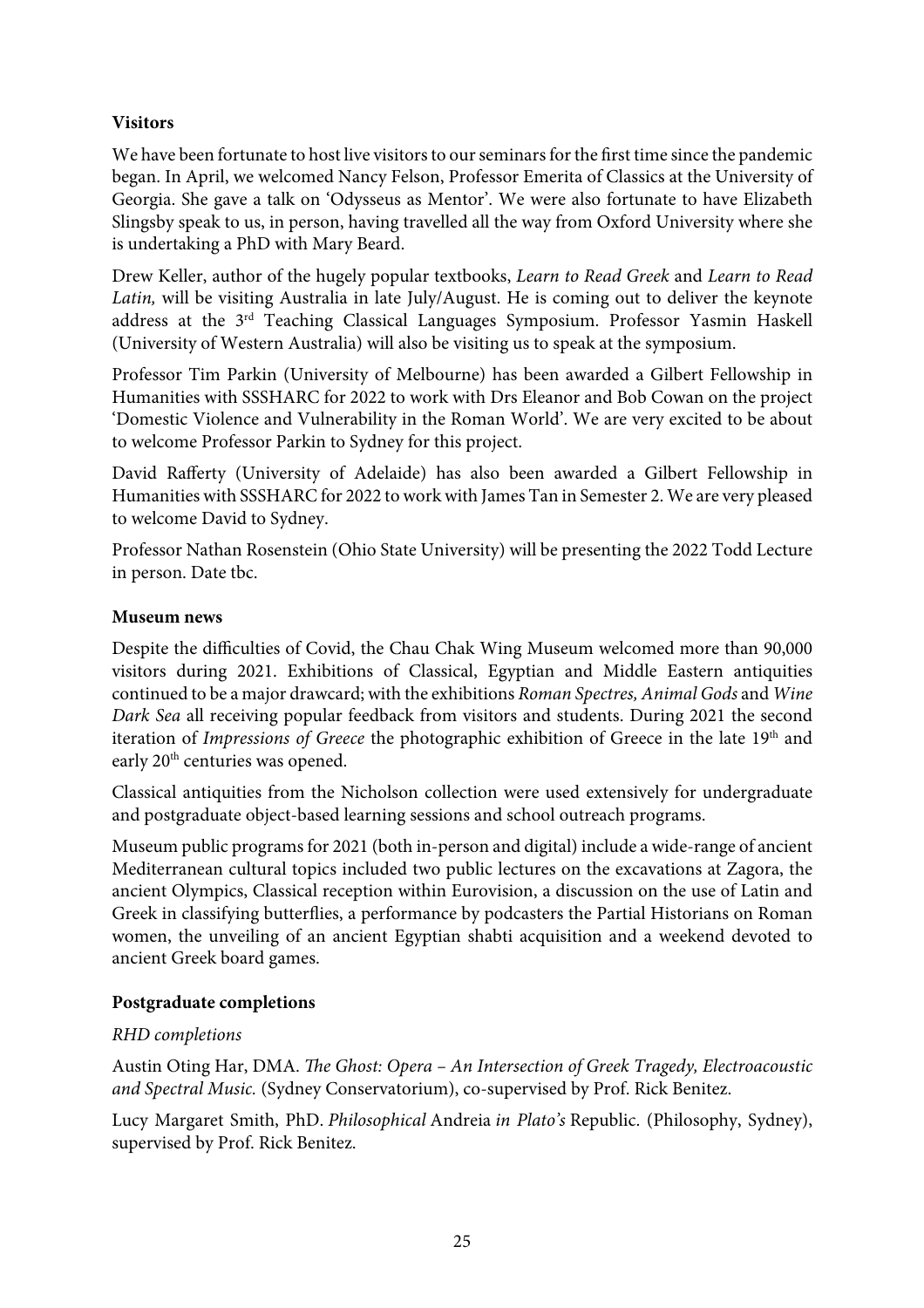**Visitors**

We have been fortunate to host live visitors to our seminars for the first time since the pandemic began. In April, we welcomed Nancy Felson, Professor Emerita of Classics at the University of Georgia. She gave a talk on 'Odysseus as Mentor'. We were also fortunate to have Elizabeth Slingsby speak to us, in person, having travelled all the way from Oxford University where she is undertaking a PhD with Mary Beard.

Drew Keller, author of the hugely popular textbooks, *Learn to Read Greek* and *Learn to Read Latin,* will be visiting Australia in late July/August. He is coming out to deliver the keynote address at the 3rd Teaching Classical Languages Symposium. Professor Yasmin Haskell (University of Western Australia) will also be visiting us to speak at the symposium.

Professor Tim Parkin (University of Melbourne) has been awarded a Gilbert Fellowship in Humanities with SSSHARC for 2022 to work with Drs Eleanor and Bob Cowan on the project 'Domestic Violence and Vulnerability in the Roman World'. We are very excited to be about to welcome Professor Parkin to Sydney for this project.

David Rafferty (University of Adelaide) has also been awarded a Gilbert Fellowship in Humanities with SSSHARC for 2022 to work with James Tan in Semester 2. We are very pleased to welcome David to Sydney.

Professor Nathan Rosenstein (Ohio State University) will be presenting the 2022 Todd Lecture in person. Date tbc.

**Museum news**

Despite the difficulties of Covid, the Chau Chak Wing Museum welcomed more than 90,000 visitors during 2021. Exhibitions of Classical, Egyptian and Middle Eastern antiquities continued to be a major drawcard; with the exhibitions *Roman Spectres, Animal Gods* and *Wine Dark Sea* all receiving popular feedback from visitors and students. During 2021 the second iteration of *Impressions of Greece* the photographic exhibition of Greece in the late 19th and early 20th centuries was opened.

Classical antiquities from the Nicholson collection were used extensively for undergraduate and postgraduate object-based learning sessions and school outreach programs.

Museum public programs for 2021 (both in-person and digital) include a wide-range of ancient Mediterranean cultural topics included two public lectures on the excavations at Zagora, the ancient Olympics, Classical reception within Eurovision, a discussion on the use of Latin and Greek in classifying butterflies, a performance by podcasters the Partial Historians on Roman women, the unveiling of an ancient Egyptian shabti acquisition and a weekend devoted to ancient Greek board games.

**Postgraduate completions**

*RHD completions*

Austin Oting Har, DMA. *The Ghost: Opera – An Intersection of Greek Tragedy, Electroacoustic and Spectral Music.* (Sydney Conservatorium), co-supervised by Prof. Rick Benitez.

Lucy Margaret Smith, PhD. *Philosophical* Andreia *in Plato's* Republic. (Philosophy, Sydney), supervised by Prof. Rick Benitez.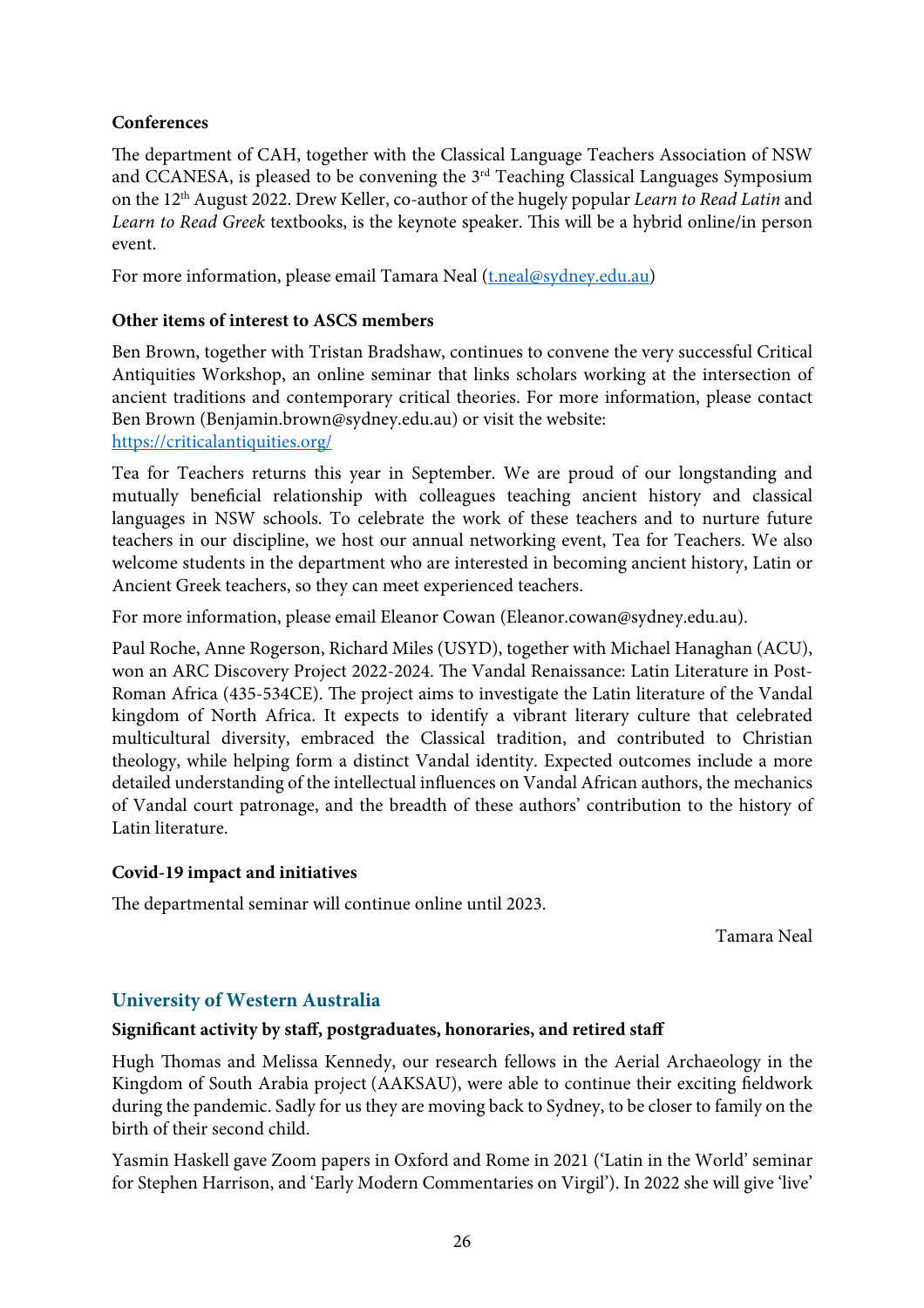**Conferences**

The department of CAH, together with the Classical Language Teachers Association of NSW and CCANESA, is pleased to be convening the 3rd Teaching Classical Languages Symposium on the 12th August 2022. Drew Keller, co-author of the hugely popular *Learn to Read Latin* and *Learn to Read Greek* textbooks, is the keynote speaker. This will be a hybrid online/in person event.

For more information, please email Tamara Neal (t.neal@sydney.edu.au)

**Other items of interest to ASCS members**

Ben Brown, together with Tristan Bradshaw, continues to convene the very successful Critical Antiquities Workshop, an online seminar that links scholars working at the intersection of ancient traditions and contemporary critical theories. For more information, please contact Ben Brown (Benjamin.brown@sydney.edu.au) or visit the website: https://criticalantiquities.org/

Tea for Teachers returns this year in September. We are proud of our longstanding and mutually beneficial relationship with colleagues teaching ancient history and classical languages in NSW schools. To celebrate the work of these teachers and to nurture future teachers in our discipline, we host our annual networking event, Tea for Teachers. We also welcome students in the department who are interested in becoming ancient history, Latin or Ancient Greek teachers, so they can meet experienced teachers.

For more information, please email Eleanor Cowan (Eleanor.cowan@sydney.edu.au).

Paul Roche, Anne Rogerson, Richard Miles (USYD), together with Michael Hanaghan (ACU), won an ARC Discovery Project 2022-2024. The Vandal Renaissance: Latin Literature in Post-Roman Africa (435-534CE). The project aims to investigate the Latin literature of the Vandal kingdom of North Africa. It expects to identify a vibrant literary culture that celebrated multicultural diversity, embraced the Classical tradition, and contributed to Christian theology, while helping form a distinct Vandal identity. Expected outcomes include a more detailed understanding of the intellectual influences on Vandal African authors, the mechanics of Vandal court patronage, and the breadth of these authors' contribution to the history of Latin literature.

**Covid-19 impact and initiatives**

The departmental seminar will continue online until 2023.

Tamara Neal

## University of Western Australia

**Significant activity by staff, postgraduates, honoraries, and retired staff**

Hugh Thomas and Melissa Kennedy, our research fellows in the Aerial Archaeology in the Kingdom of South Arabia project (AAKSAU), were able to continue their exciting fieldwork during the pandemic. Sadly for us they are moving back to Sydney, to be closer to family on the birth of their second child.

Yasmin Haskell gave Zoom papers in Oxford and Rome in 2021 ('Latin in the World' seminar for Stephen Harrison, and 'Early Modern Commentaries on Virgil'). In 2022 she will give 'live'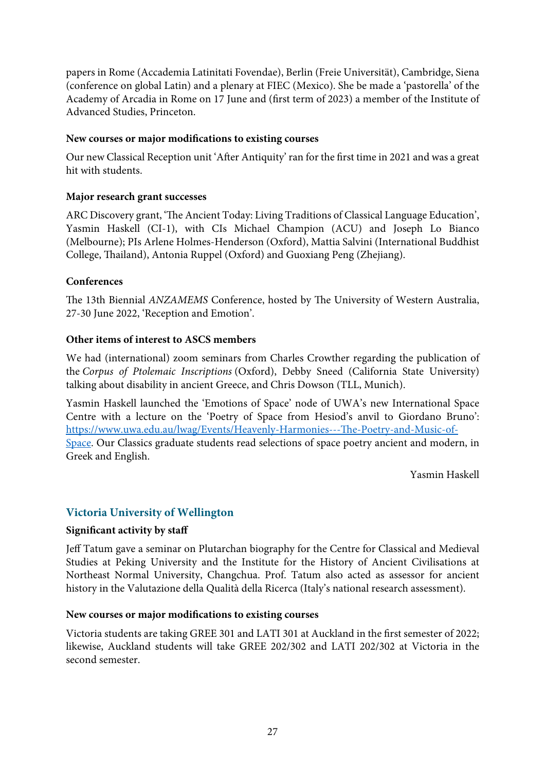papers in Rome (Accademia Latinitati Fovendae), Berlin (Freie Universität), Cambridge, Siena (conference on global Latin) and a plenary at FIEC (Mexico). She be made a 'pastorella' of the Academy of Arcadia in Rome on 17 June and (first term of 2023) a member of the Institute of Advanced Studies, Princeton.

**New courses or major modifications to existing courses**

Our new Classical Reception unit 'After Antiquity' ran for the first time in 2021 and was a great hit with students.

**Major research grant successes**

ARC Discovery grant, 'The Ancient Today: Living Traditions of Classical Language Education', Yasmin Haskell (CI-1), with CIs Michael Champion (ACU) and Joseph Lo Bianco (Melbourne); PIs Arlene Holmes-Henderson (Oxford), Mattia Salvini (International Buddhist College, Thailand), Antonia Ruppel (Oxford) and Guoxiang Peng (Zhejiang).

**Conferences**

The 13th Biennial *ANZAMEMS* Conference, hosted by The University of Western Australia, 27-30 June 2022, 'Reception and Emotion'.

**Other items of interest to ASCS members**

We had (international) zoom seminars from Charles Crowther regarding the publication of the *Corpus of Ptolemaic Inscriptions* (Oxford), Debby Sneed (California State University) talking about disability in ancient Greece, and Chris Dowson (TLL, Munich).

Yasmin Haskell launched the 'Emotions of Space' node of UWA's new International Space Centre with a lecture on the 'Poetry of Space from Hesiod's anvil to Giordano Bruno': [https://www.uwa.edu.au/lwag/Events/Heavenly-Harmonies---The-Poetry-and-Music-of-Space](https://www.uwa.edu.au/lwag/Events/Heavenly-Harmonies---The-Poetry-and-Music-of-Space). Our Classics graduate students read selections of space poetry ancient and modern, in Greek and English.

Yasmin Haskell

## Victoria University of Wellington

**Significant activity by staff**

Jeff Tatum gave a seminar on Plutarchan biography for the Centre for Classical and Medieval Studies at Peking University and the Institute for the History of Ancient Civilisations at Northeast Normal University, Changchua. Prof. Tatum also acted as assessor for ancient history in the Valutazione della Qualità della Ricerca (Italy's national research assessment).

**New courses or major modifications to existing courses**

Victoria students are taking GREE 301 and LATI 301 at Auckland in the first semester of 2022; likewise, Auckland students will take GREE 202/302 and LATI 202/302 at Victoria in the second semester.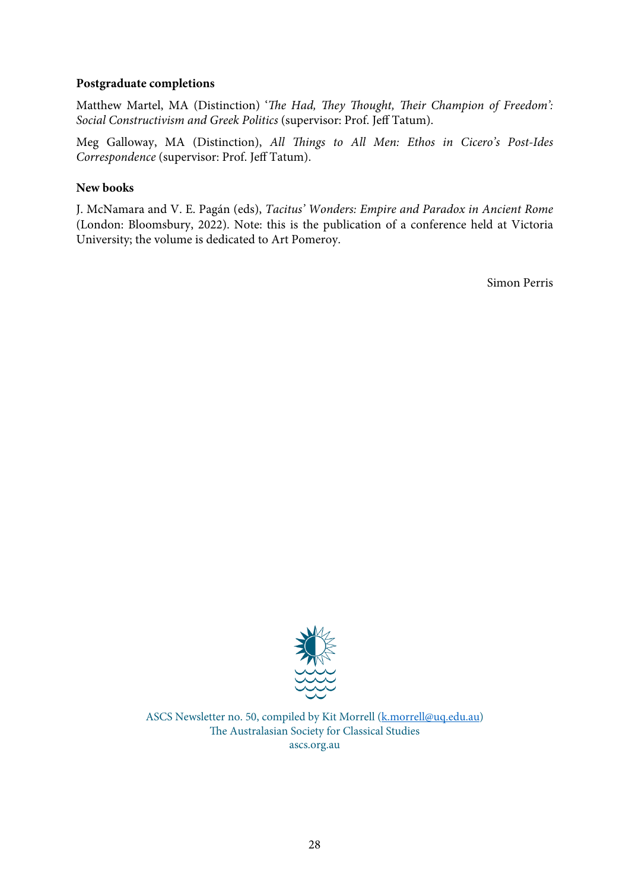**Postgraduate completions**

Matthew Martel, MA (Distinction) '*The Had, They Thought, Their Champion of Freedom': Social Constructivism and Greek Politics* (supervisor: Prof. Jeff Tatum).

Meg Galloway, MA (Distinction), *All Things to All Men: Ethos in Cicero's Post-Ides Correspondence* (supervisor: Prof. Jeff Tatum).

**New books**

J. McNamara and V. E. Pagán (eds), *Tacitus' Wonders: Empire and Paradox in Ancient Rome* (London: Bloomsbury, 2022). Note: this is the publication of a conference held at Victoria University; the volume is dedicated to Art Pomeroy.

Simon Perris

ASCS Newsletter no. 50, compiled by Kit Morrell (k.morrell@uq.edu.au)
The Australasian Society for Classical Studies
ascs.org.au